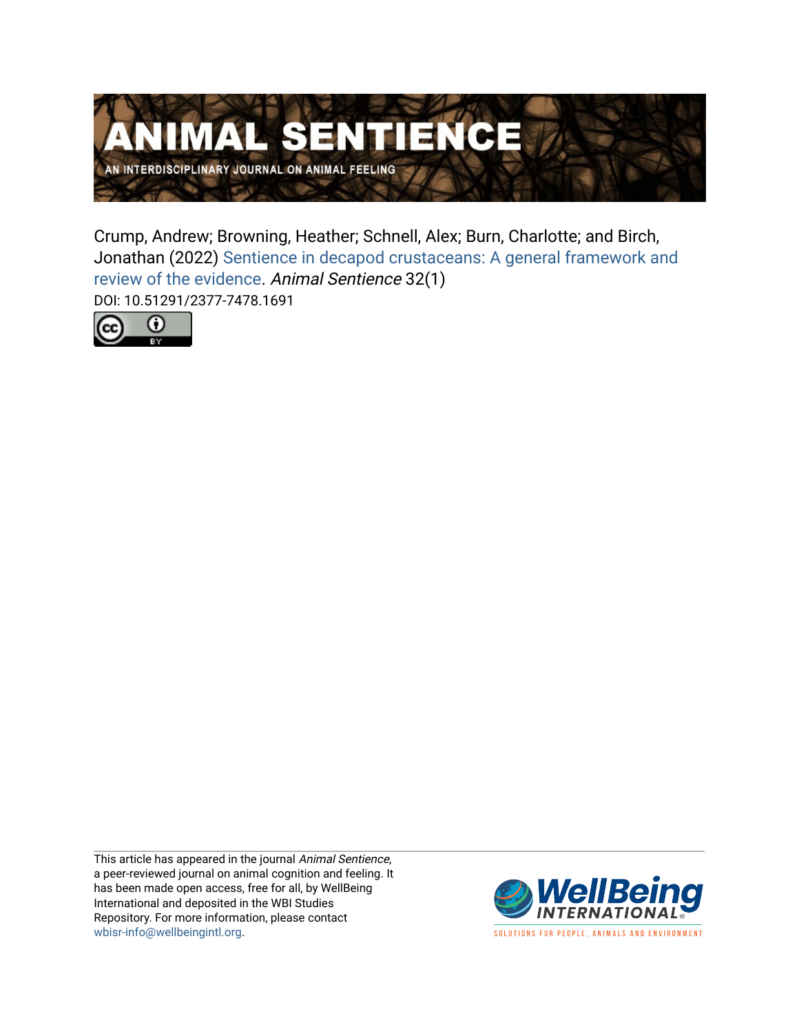# ANIMAL SENTIENCE

AN INTERDISCIPLINARY JOURNAL ON ANIMAL FEELING

Crump, Andrew; Browning, Heather; Schnell, Alex; Burn, Charlotte; and Birch, Jonathan (2022) Sentience in decapod crustaceans: A general framework and review of the evidence. *Animal Sentience* 32(1)

DOI: 10.51291/2377-7478.1691

This article has appeared in the journal *Animal Sentience*, a peer-reviewed journal on animal cognition and feeling. It has been made open access, free for all, by WellBeing International and deposited in the WBI Studies Repository. For more information, please contact wbisr-info@wellbeingintl.org.

WellBeing INTERNATIONAL

SOLUTIONS FOR PEOPLE, ANIMALS AND ENVIRONMENT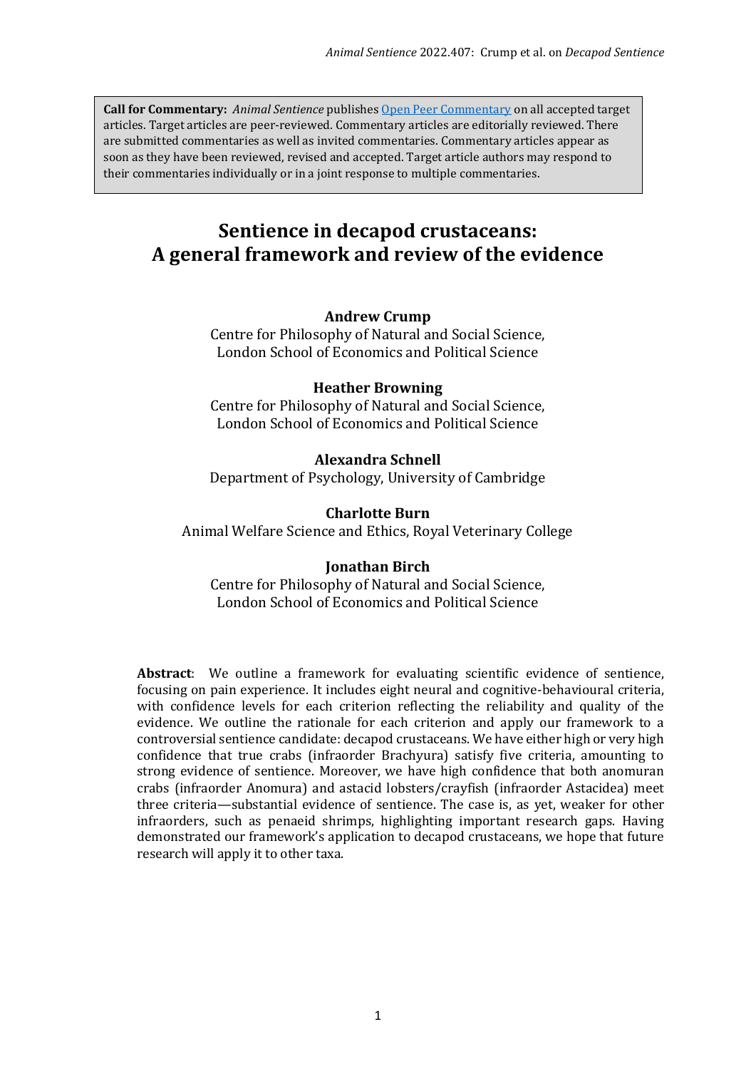**Call for Commentary:** *Animal Sentience* publishes [Open Peer Commentary](Open Peer Commentary) on all accepted target articles. Target articles are peer-reviewed. Commentary articles are editorially reviewed. There are submitted commentaries as well as invited commentaries. Commentary articles appear as soon as they have been reviewed, revised and accepted. Target article authors may respond to their commentaries individually or in a joint response to multiple commentaries.

# Sentience in decapod crustaceans: A general framework and review of the evidence

**Andrew Crump**
Centre for Philosophy of Natural and Social Science,
London School of Economics and Political Science

**Heather Browning**
Centre for Philosophy of Natural and Social Science,
London School of Economics and Political Science

**Alexandra Schnell**
Department of Psychology, University of Cambridge

**Charlotte Burn**
Animal Welfare Science and Ethics, Royal Veterinary College

**Jonathan Birch**
Centre for Philosophy of Natural and Social Science,
London School of Economics and Political Science

**Abstract**: We outline a framework for evaluating scientific evidence of sentience, focusing on pain experience. It includes eight neural and cognitive-behavioural criteria, with confidence levels for each criterion reflecting the reliability and quality of the evidence. We outline the rationale for each criterion and apply our framework to a controversial sentience candidate: decapod crustaceans. We have either high or very high confidence that true crabs (infraorder Brachyura) satisfy five criteria, amounting to strong evidence of sentience. Moreover, we have high confidence that both anomuran crabs (infraorder Anomura) and astacid lobsters/crayfish (infraorder Astacidea) meet three criteria—substantial evidence of sentience. The case is, as yet, weaker for other infraorders, such as penaeid shrimps, highlighting important research gaps. Having demonstrated our framework's application to decapod crustaceans, we hope that future research will apply it to other taxa.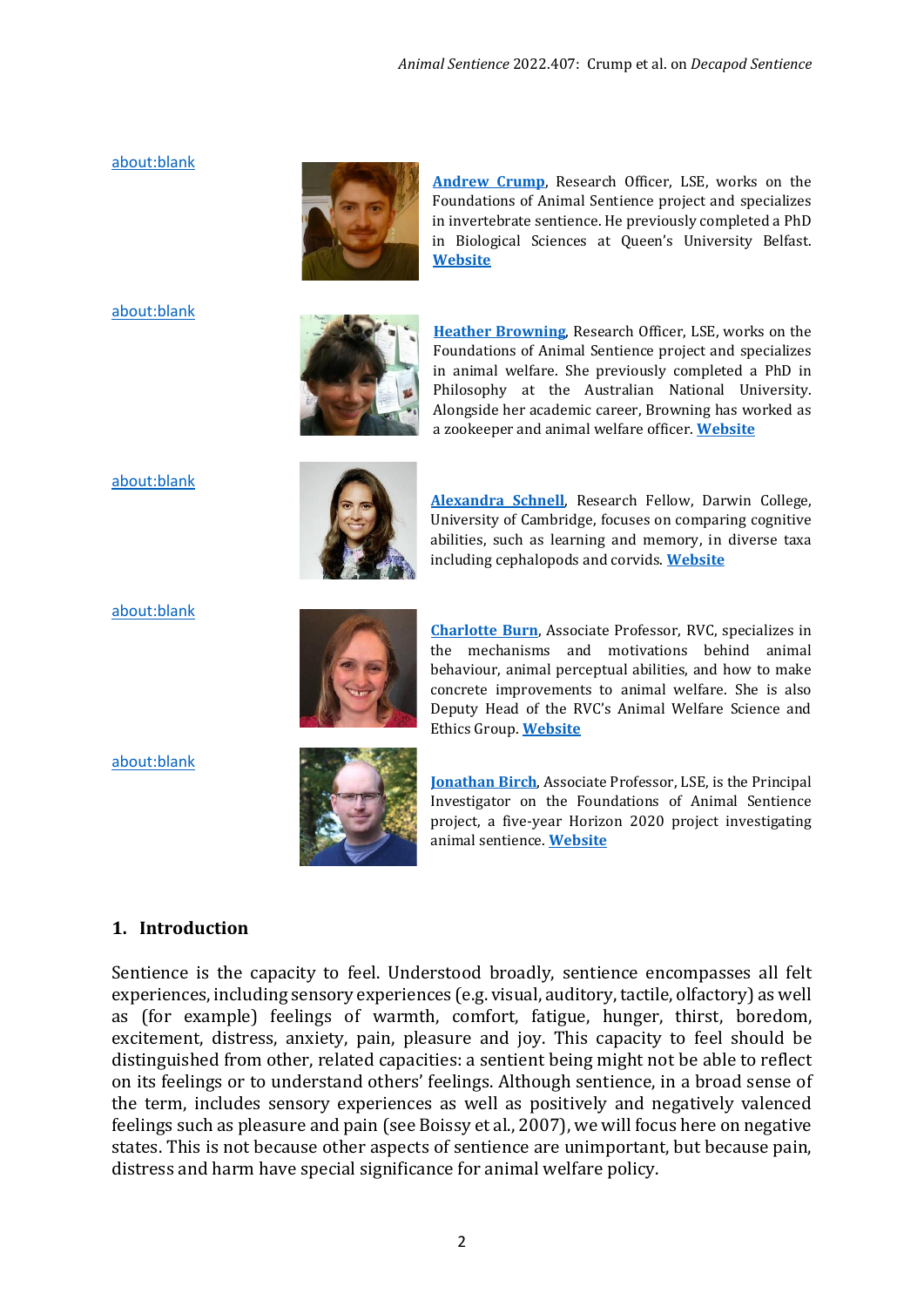about:blank

**Andrew Crump**, Research Officer, LSE, works on the Foundations of Animal Sentience project and specializes in invertebrate sentience. He previously completed a PhD in Biological Sciences at Queen's University Belfast. **Website**

about:blank

**Heather Browning**, Research Officer, LSE, works on the Foundations of Animal Sentience project and specializes in animal welfare. She previously completed a PhD in Philosophy at the Australian National University. Alongside her academic career, Browning has worked as a zookeeper and animal welfare officer. **Website**

about:blank

**Alexandra Schnell**, Research Fellow, Darwin College, University of Cambridge, focuses on comparing cognitive abilities, such as learning and memory, in diverse taxa including cephalopods and corvids. **Website**

about:blank

**Charlotte Burn**, Associate Professor, RVC, specializes in the mechanisms and motivations behind animal behaviour, animal perceptual abilities, and how to make concrete improvements to animal welfare. She is also Deputy Head of the RVC's Animal Welfare Science and Ethics Group. **Website**

about:blank

**Jonathan Birch**, Associate Professor, LSE, is the Principal Investigator on the Foundations of Animal Sentience project, a five-year Horizon 2020 project investigating animal sentience. **Website**

## 1. Introduction

Sentience is the capacity to feel. Understood broadly, sentience encompasses all felt experiences, including sensory experiences (e.g. visual, auditory, tactile, olfactory) as well as (for example) feelings of warmth, comfort, fatigue, hunger, thirst, boredom, excitement, distress, anxiety, pain, pleasure and joy. This capacity to feel should be distinguished from other, related capacities: a sentient being might not be able to reflect on its feelings or to understand others' feelings. Although sentience, in a broad sense of the term, includes sensory experiences as well as positively and negatively valenced feelings such as pleasure and pain (see Boissy et al., 2007), we will focus here on negative states. This is not because other aspects of sentience are unimportant, but because pain, distress and harm have special significance for animal welfare policy.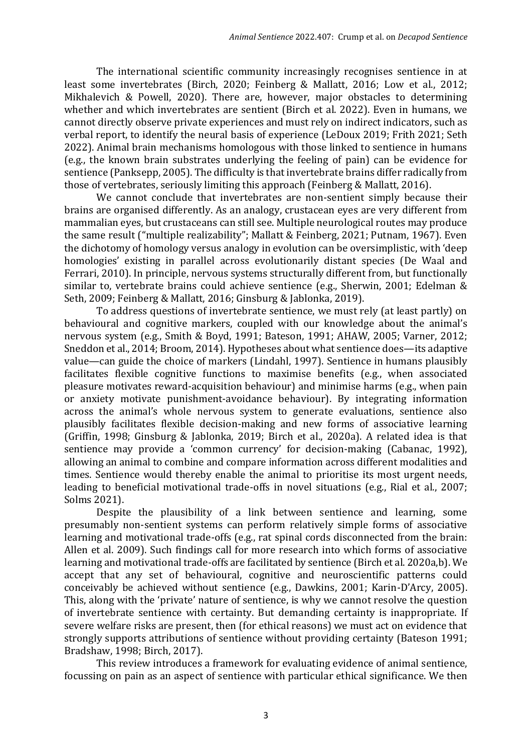The international scientific community increasingly recognises sentience in at least some invertebrates (Birch, 2020; Feinberg & Mallatt, 2016; Low et al., 2012; Mikhalevich & Powell, 2020). There are, however, major obstacles to determining whether and which invertebrates are sentient (Birch et al. 2022). Even in humans, we cannot directly observe private experiences and must rely on indirect indicators, such as verbal report, to identify the neural basis of experience (LeDoux 2019; Frith 2021; Seth 2022). Animal brain mechanisms homologous with those linked to sentience in humans (e.g., the known brain substrates underlying the feeling of pain) can be evidence for sentience (Panksepp, 2005). The difficulty is that invertebrate brains differ radically from those of vertebrates, seriously limiting this approach (Feinberg & Mallatt, 2016).

We cannot conclude that invertebrates are non-sentient simply because their brains are organised differently. As an analogy, crustacean eyes are very different from mammalian eyes, but crustaceans can still see. Multiple neurological routes may produce the same result ("multiple realizability"; Mallatt & Feinberg, 2021; Putnam, 1967). Even the dichotomy of homology versus analogy in evolution can be oversimplistic, with 'deep homologies' existing in parallel across evolutionarily distant species (De Waal and Ferrari, 2010). In principle, nervous systems structurally different from, but functionally similar to, vertebrate brains could achieve sentience (e.g., Sherwin, 2001; Edelman & Seth, 2009; Feinberg & Mallatt, 2016; Ginsburg & Jablonka, 2019).

To address questions of invertebrate sentience, we must rely (at least partly) on behavioural and cognitive markers, coupled with our knowledge about the animal's nervous system (e.g., Smith & Boyd, 1991; Bateson, 1991; AHAW, 2005; Varner, 2012; Sneddon et al., 2014; Broom, 2014). Hypotheses about what sentience does—its adaptive value—can guide the choice of markers (Lindahl, 1997). Sentience in humans plausibly facilitates flexible cognitive functions to maximise benefits (e.g., when associated pleasure motivates reward-acquisition behaviour) and minimise harms (e.g., when pain or anxiety motivate punishment-avoidance behaviour). By integrating information across the animal's whole nervous system to generate evaluations, sentience also plausibly facilitates flexible decision-making and new forms of associative learning (Griffin, 1998; Ginsburg & Jablonka, 2019; Birch et al., 2020a). A related idea is that sentience may provide a 'common currency' for decision-making (Cabanac, 1992), allowing an animal to combine and compare information across different modalities and times. Sentience would thereby enable the animal to prioritise its most urgent needs, leading to beneficial motivational trade-offs in novel situations (e.g., Rial et al., 2007; Solms 2021).

Despite the plausibility of a link between sentience and learning, some presumably non-sentient systems can perform relatively simple forms of associative learning and motivational trade-offs (e.g., rat spinal cords disconnected from the brain: Allen et al. 2009). Such findings call for more research into which forms of associative learning and motivational trade-offs are facilitated by sentience (Birch et al. 2020a,b). We accept that any set of behavioural, cognitive and neuroscientific patterns could conceivably be achieved without sentience (e.g., Dawkins, 2001; Karin-D'Arcy, 2005). This, along with the 'private' nature of sentience, is why we cannot resolve the question of invertebrate sentience with certainty. But demanding certainty is inappropriate. If severe welfare risks are present, then (for ethical reasons) we must act on evidence that strongly supports attributions of sentience without providing certainty (Bateson 1991; Bradshaw, 1998; Birch, 2017).

This review introduces a framework for evaluating evidence of animal sentience, focussing on pain as an aspect of sentience with particular ethical significance. We then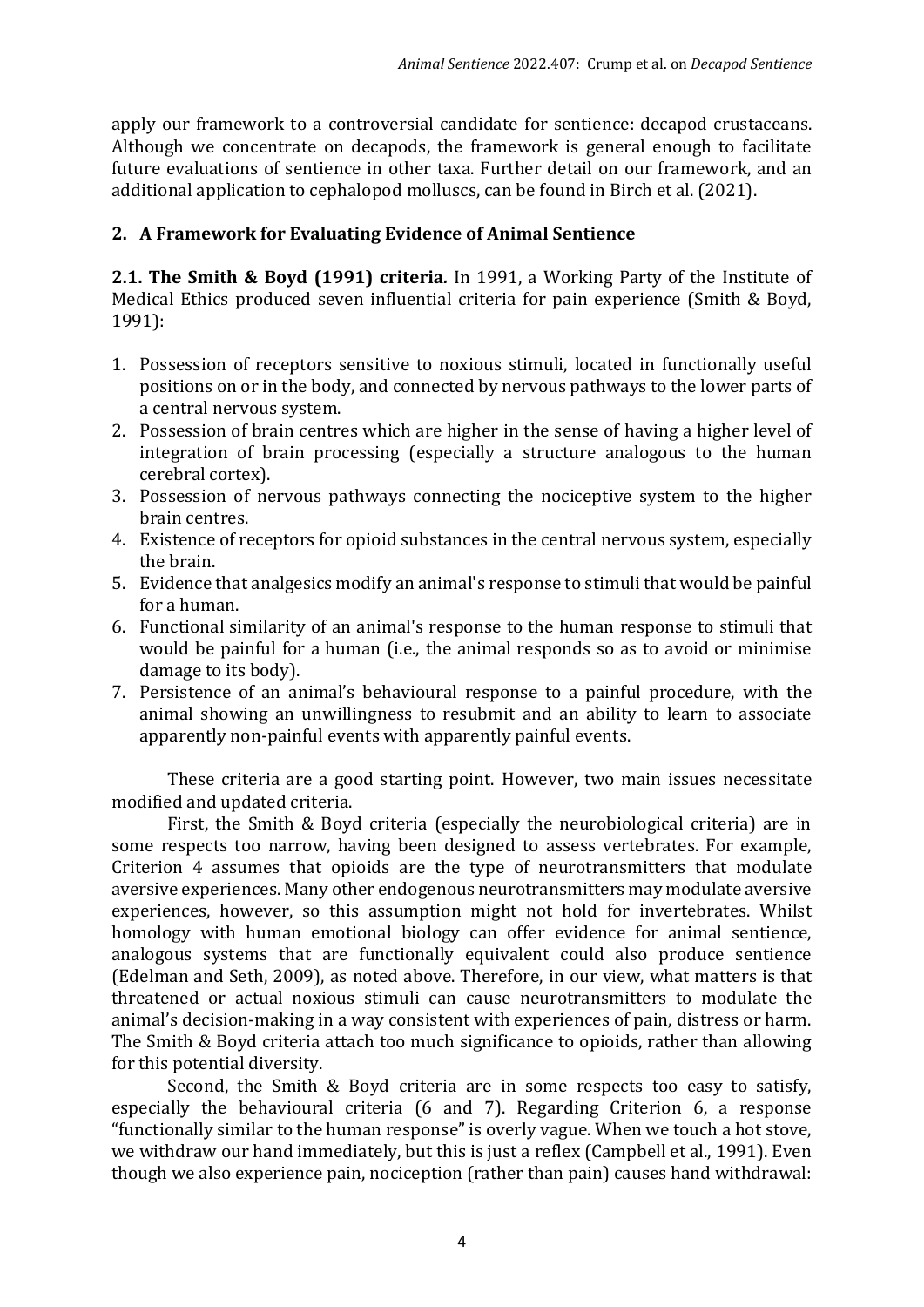apply our framework to a controversial candidate for sentience: decapod crustaceans. Although we concentrate on decapods, the framework is general enough to facilitate future evaluations of sentience in other taxa. Further detail on our framework, and an additional application to cephalopod molluscs, can be found in Birch et al. (2021).

## 2. A Framework for Evaluating Evidence of Animal Sentience

**2.1. The Smith & Boyd (1991) criteria.** In 1991, a Working Party of the Institute of Medical Ethics produced seven influential criteria for pain experience (Smith & Boyd, 1991):

1. Possession of receptors sensitive to noxious stimuli, located in functionally useful positions on or in the body, and connected by nervous pathways to the lower parts of a central nervous system.
2. Possession of brain centres which are higher in the sense of having a higher level of integration of brain processing (especially a structure analogous to the human cerebral cortex).
3. Possession of nervous pathways connecting the nociceptive system to the higher brain centres.
4. Existence of receptors for opioid substances in the central nervous system, especially the brain.
5. Evidence that analgesics modify an animal's response to stimuli that would be painful for a human.
6. Functional similarity of an animal's response to the human response to stimuli that would be painful for a human (i.e., the animal responds so as to avoid or minimise damage to its body).
7. Persistence of an animal's behavioural response to a painful procedure, with the animal showing an unwillingness to resubmit and an ability to learn to associate apparently non-painful events with apparently painful events.

These criteria are a good starting point. However, two main issues necessitate modified and updated criteria.

First, the Smith & Boyd criteria (especially the neurobiological criteria) are in some respects too narrow, having been designed to assess vertebrates. For example, Criterion 4 assumes that opioids are the type of neurotransmitters that modulate aversive experiences. Many other endogenous neurotransmitters may modulate aversive experiences, however, so this assumption might not hold for invertebrates. Whilst homology with human emotional biology can offer evidence for animal sentience, analogous systems that are functionally equivalent could also produce sentience (Edelman and Seth, 2009), as noted above. Therefore, in our view, what matters is that threatened or actual noxious stimuli can cause neurotransmitters to modulate the animal's decision-making in a way consistent with experiences of pain, distress or harm. The Smith & Boyd criteria attach too much significance to opioids, rather than allowing for this potential diversity.

Second, the Smith & Boyd criteria are in some respects too easy to satisfy, especially the behavioural criteria (6 and 7). Regarding Criterion 6, a response "functionally similar to the human response" is overly vague. When we touch a hot stove, we withdraw our hand immediately, but this is just a reflex (Campbell et al., 1991). Even though we also experience pain, nociception (rather than pain) causes hand withdrawal: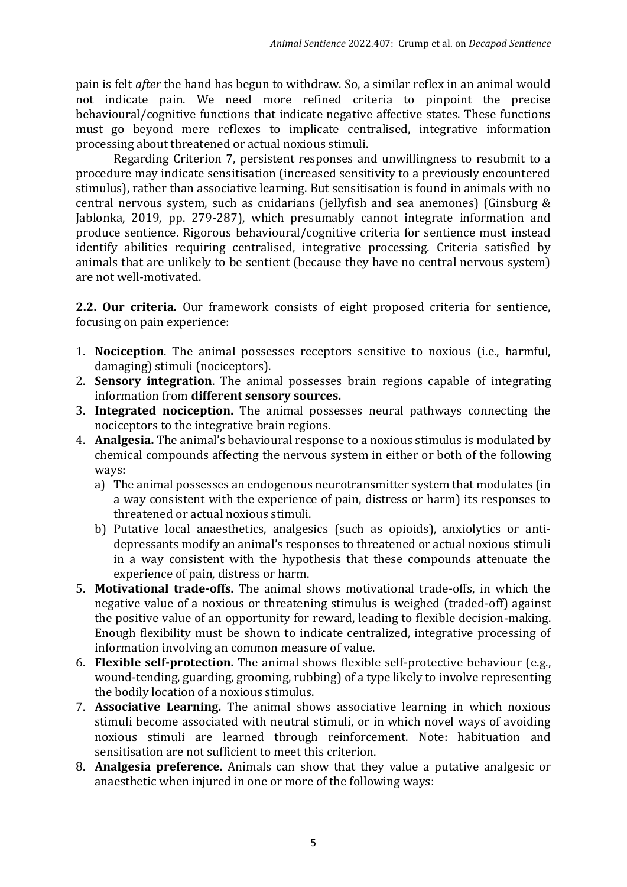pain is felt *after* the hand has begun to withdraw. So, a similar reflex in an animal would not indicate pain. We need more refined criteria to pinpoint the precise behavioural/cognitive functions that indicate negative affective states. These functions must go beyond mere reflexes to implicate centralised, integrative information processing about threatened or actual noxious stimuli.

Regarding Criterion 7, persistent responses and unwillingness to resubmit to a procedure may indicate sensitisation (increased sensitivity to a previously encountered stimulus), rather than associative learning. But sensitisation is found in animals with no central nervous system, such as cnidarians (jellyfish and sea anemones) (Ginsburg & Jablonka, 2019, pp. 279-287), which presumably cannot integrate information and produce sentience. Rigorous behavioural/cognitive criteria for sentience must instead identify abilities requiring centralised, integrative processing. Criteria satisfied by animals that are unlikely to be sentient (because they have no central nervous system) are not well-motivated.

**2.2. Our criteria.** Our framework consists of eight proposed criteria for sentience, focusing on pain experience:

1. **Nociception**. The animal possesses receptors sensitive to noxious (i.e., harmful, damaging) stimuli (nociceptors).
2. **Sensory integration**. The animal possesses brain regions capable of integrating information from **different sensory sources.**
3. **Integrated nociception.** The animal possesses neural pathways connecting the nociceptors to the integrative brain regions.
4. **Analgesia.** The animal's behavioural response to a noxious stimulus is modulated by chemical compounds affecting the nervous system in either or both of the following ways:
   a) The animal possesses an endogenous neurotransmitter system that modulates (in a way consistent with the experience of pain, distress or harm) its responses to threatened or actual noxious stimuli.
   b) Putative local anaesthetics, analgesics (such as opioids), anxiolytics or anti-depressants modify an animal's responses to threatened or actual noxious stimuli in a way consistent with the hypothesis that these compounds attenuate the experience of pain, distress or harm.
5. **Motivational trade-offs.** The animal shows motivational trade-offs, in which the negative value of a noxious or threatening stimulus is weighed (traded-off) against the positive value of an opportunity for reward, leading to flexible decision-making. Enough flexibility must be shown to indicate centralized, integrative processing of information involving an common measure of value.
6. **Flexible self-protection.** The animal shows flexible self-protective behaviour (e.g., wound-tending, guarding, grooming, rubbing) of a type likely to involve representing the bodily location of a noxious stimulus.
7. **Associative Learning.** The animal shows associative learning in which noxious stimuli become associated with neutral stimuli, or in which novel ways of avoiding noxious stimuli are learned through reinforcement. Note: habituation and sensitisation are not sufficient to meet this criterion.
8. **Analgesia preference.** Animals can show that they value a putative analgesic or anaesthetic when injured in one or more of the following ways: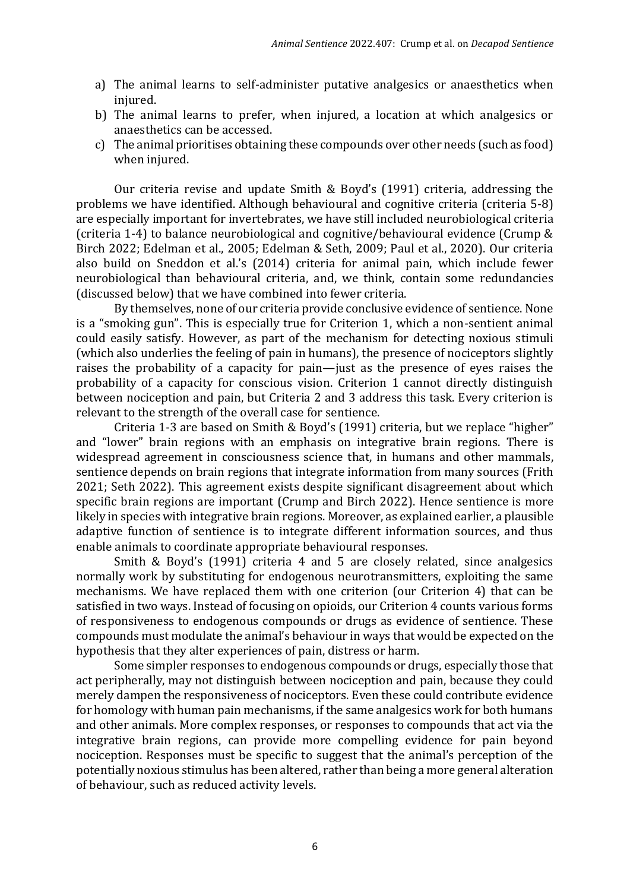a) The animal learns to self-administer putative analgesics or anaesthetics when injured.
b) The animal learns to prefer, when injured, a location at which analgesics or anaesthetics can be accessed.
c) The animal prioritises obtaining these compounds over other needs (such as food) when injured.

Our criteria revise and update Smith & Boyd's (1991) criteria, addressing the problems we have identified. Although behavioural and cognitive criteria (criteria 5-8) are especially important for invertebrates, we have still included neurobiological criteria (criteria 1-4) to balance neurobiological and cognitive/behavioural evidence (Crump & Birch 2022; Edelman et al., 2005; Edelman & Seth, 2009; Paul et al., 2020). Our criteria also build on Sneddon et al.'s (2014) criteria for animal pain, which include fewer neurobiological than behavioural criteria, and, we think, contain some redundancies (discussed below) that we have combined into fewer criteria.

By themselves, none of our criteria provide conclusive evidence of sentience. None is a "smoking gun". This is especially true for Criterion 1, which a non-sentient animal could easily satisfy. However, as part of the mechanism for detecting noxious stimuli (which also underlies the feeling of pain in humans), the presence of nociceptors slightly raises the probability of a capacity for pain—just as the presence of eyes raises the probability of a capacity for conscious vision. Criterion 1 cannot directly distinguish between nociception and pain, but Criteria 2 and 3 address this task. Every criterion is relevant to the strength of the overall case for sentience.

Criteria 1-3 are based on Smith & Boyd's (1991) criteria, but we replace "higher" and "lower" brain regions with an emphasis on integrative brain regions. There is widespread agreement in consciousness science that, in humans and other mammals, sentience depends on brain regions that integrate information from many sources (Frith 2021; Seth 2022). This agreement exists despite significant disagreement about which specific brain regions are important (Crump and Birch 2022). Hence sentience is more likely in species with integrative brain regions. Moreover, as explained earlier, a plausible adaptive function of sentience is to integrate different information sources, and thus enable animals to coordinate appropriate behavioural responses.

Smith & Boyd's (1991) criteria 4 and 5 are closely related, since analgesics normally work by substituting for endogenous neurotransmitters, exploiting the same mechanisms. We have replaced them with one criterion (our Criterion 4) that can be satisfied in two ways. Instead of focusing on opioids, our Criterion 4 counts various forms of responsiveness to endogenous compounds or drugs as evidence of sentience. These compounds must modulate the animal's behaviour in ways that would be expected on the hypothesis that they alter experiences of pain, distress or harm.

Some simpler responses to endogenous compounds or drugs, especially those that act peripherally, may not distinguish between nociception and pain, because they could merely dampen the responsiveness of nociceptors. Even these could contribute evidence for homology with human pain mechanisms, if the same analgesics work for both humans and other animals. More complex responses, or responses to compounds that act via the integrative brain regions, can provide more compelling evidence for pain beyond nociception. Responses must be specific to suggest that the animal's perception of the potentially noxious stimulus has been altered, rather than being a more general alteration of behaviour, such as reduced activity levels.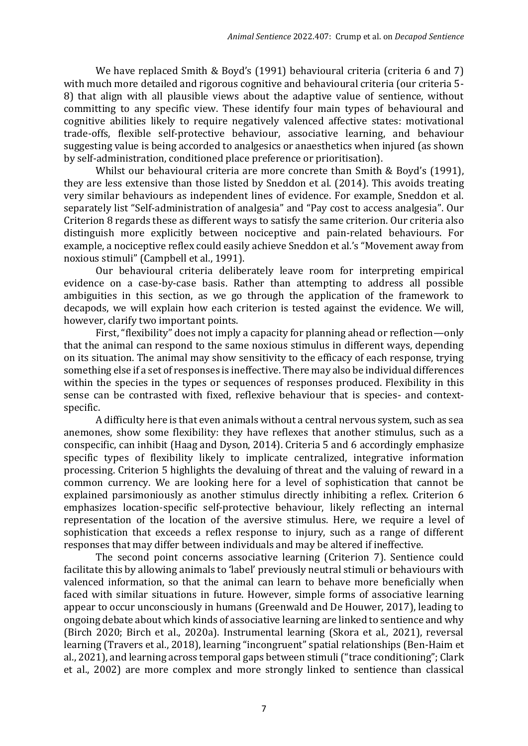We have replaced Smith & Boyd's (1991) behavioural criteria (criteria 6 and 7) with much more detailed and rigorous cognitive and behavioural criteria (our criteria 5-8) that align with all plausible views about the adaptive value of sentience, without committing to any specific view. These identify four main types of behavioural and cognitive abilities likely to require negatively valenced affective states: motivational trade-offs, flexible self-protective behaviour, associative learning, and behaviour suggesting value is being accorded to analgesics or anaesthetics when injured (as shown by self-administration, conditioned place preference or prioritisation).

Whilst our behavioural criteria are more concrete than Smith & Boyd's (1991), they are less extensive than those listed by Sneddon et al. (2014). This avoids treating very similar behaviours as independent lines of evidence. For example, Sneddon et al. separately list "Self-administration of analgesia" and "Pay cost to access analgesia". Our Criterion 8 regards these as different ways to satisfy the same criterion. Our criteria also distinguish more explicitly between nociceptive and pain-related behaviours. For example, a nociceptive reflex could easily achieve Sneddon et al.'s "Movement away from noxious stimuli" (Campbell et al., 1991).

Our behavioural criteria deliberately leave room for interpreting empirical evidence on a case-by-case basis. Rather than attempting to address all possible ambiguities in this section, as we go through the application of the framework to decapods, we will explain how each criterion is tested against the evidence. We will, however, clarify two important points.

First, "flexibility" does not imply a capacity for planning ahead or reflection—only that the animal can respond to the same noxious stimulus in different ways, depending on its situation. The animal may show sensitivity to the efficacy of each response, trying something else if a set of responses is ineffective. There may also be individual differences within the species in the types or sequences of responses produced. Flexibility in this sense can be contrasted with fixed, reflexive behaviour that is species- and context-specific.

A difficulty here is that even animals without a central nervous system, such as sea anemones, show some flexibility: they have reflexes that another stimulus, such as a conspecific, can inhibit (Haag and Dyson, 2014). Criteria 5 and 6 accordingly emphasize specific types of flexibility likely to implicate centralized, integrative information processing. Criterion 5 highlights the devaluing of threat and the valuing of reward in a common currency. We are looking here for a level of sophistication that cannot be explained parsimoniously as another stimulus directly inhibiting a reflex. Criterion 6 emphasizes location-specific self-protective behaviour, likely reflecting an internal representation of the location of the aversive stimulus. Here, we require a level of sophistication that exceeds a reflex response to injury, such as a range of different responses that may differ between individuals and may be altered if ineffective.

The second point concerns associative learning (Criterion 7). Sentience could facilitate this by allowing animals to 'label' previously neutral stimuli or behaviours with valenced information, so that the animal can learn to behave more beneficially when faced with similar situations in future. However, simple forms of associative learning appear to occur unconsciously in humans (Greenwald and De Houwer, 2017), leading to ongoing debate about which kinds of associative learning are linked to sentience and why (Birch 2020; Birch et al., 2020a). Instrumental learning (Skora et al., 2021), reversal learning (Travers et al., 2018), learning "incongruent" spatial relationships (Ben-Haim et al., 2021), and learning across temporal gaps between stimuli ("trace conditioning"; Clark et al., 2002) are more complex and more strongly linked to sentience than classical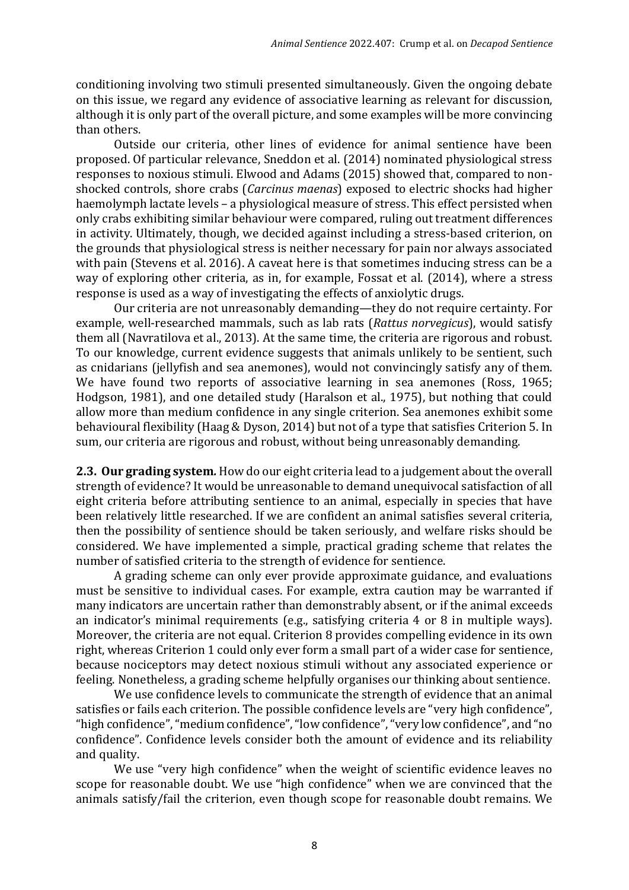conditioning involving two stimuli presented simultaneously. Given the ongoing debate on this issue, we regard any evidence of associative learning as relevant for discussion, although it is only part of the overall picture, and some examples will be more convincing than others.

Outside our criteria, other lines of evidence for animal sentience have been proposed. Of particular relevance, Sneddon et al. (2014) nominated physiological stress responses to noxious stimuli. Elwood and Adams (2015) showed that, compared to non-shocked controls, shore crabs (*Carcinus maenas*) exposed to electric shocks had higher haemolymph lactate levels – a physiological measure of stress. This effect persisted when only crabs exhibiting similar behaviour were compared, ruling out treatment differences in activity. Ultimately, though, we decided against including a stress-based criterion, on the grounds that physiological stress is neither necessary for pain nor always associated with pain (Stevens et al. 2016). A caveat here is that sometimes inducing stress can be a way of exploring other criteria, as in, for example, Fossat et al. (2014), where a stress response is used as a way of investigating the effects of anxiolytic drugs.

Our criteria are not unreasonably demanding—they do not require certainty. For example, well-researched mammals, such as lab rats (*Rattus norvegicus*), would satisfy them all (Navratilova et al., 2013). At the same time, the criteria are rigorous and robust. To our knowledge, current evidence suggests that animals unlikely to be sentient, such as cnidarians (jellyfish and sea anemones), would not convincingly satisfy any of them. We have found two reports of associative learning in sea anemones (Ross, 1965; Hodgson, 1981), and one detailed study (Haralson et al., 1975), but nothing that could allow more than medium confidence in any single criterion. Sea anemones exhibit some behavioural flexibility (Haag & Dyson, 2014) but not of a type that satisfies Criterion 5. In sum, our criteria are rigorous and robust, without being unreasonably demanding.

**2.3. Our grading system.** How do our eight criteria lead to a judgement about the overall strength of evidence? It would be unreasonable to demand unequivocal satisfaction of all eight criteria before attributing sentience to an animal, especially in species that have been relatively little researched. If we are confident an animal satisfies several criteria, then the possibility of sentience should be taken seriously, and welfare risks should be considered. We have implemented a simple, practical grading scheme that relates the number of satisfied criteria to the strength of evidence for sentience.

A grading scheme can only ever provide approximate guidance, and evaluations must be sensitive to individual cases. For example, extra caution may be warranted if many indicators are uncertain rather than demonstrably absent, or if the animal exceeds an indicator's minimal requirements (e.g., satisfying criteria 4 or 8 in multiple ways). Moreover, the criteria are not equal. Criterion 8 provides compelling evidence in its own right, whereas Criterion 1 could only ever form a small part of a wider case for sentience, because nociceptors may detect noxious stimuli without any associated experience or feeling. Nonetheless, a grading scheme helpfully organises our thinking about sentience.

We use confidence levels to communicate the strength of evidence that an animal satisfies or fails each criterion. The possible confidence levels are "very high confidence", "high confidence", "medium confidence", "low confidence", "very low confidence", and "no confidence". Confidence levels consider both the amount of evidence and its reliability and quality.

We use "very high confidence" when the weight of scientific evidence leaves no scope for reasonable doubt. We use "high confidence" when we are convinced that the animals satisfy/fail the criterion, even though scope for reasonable doubt remains. We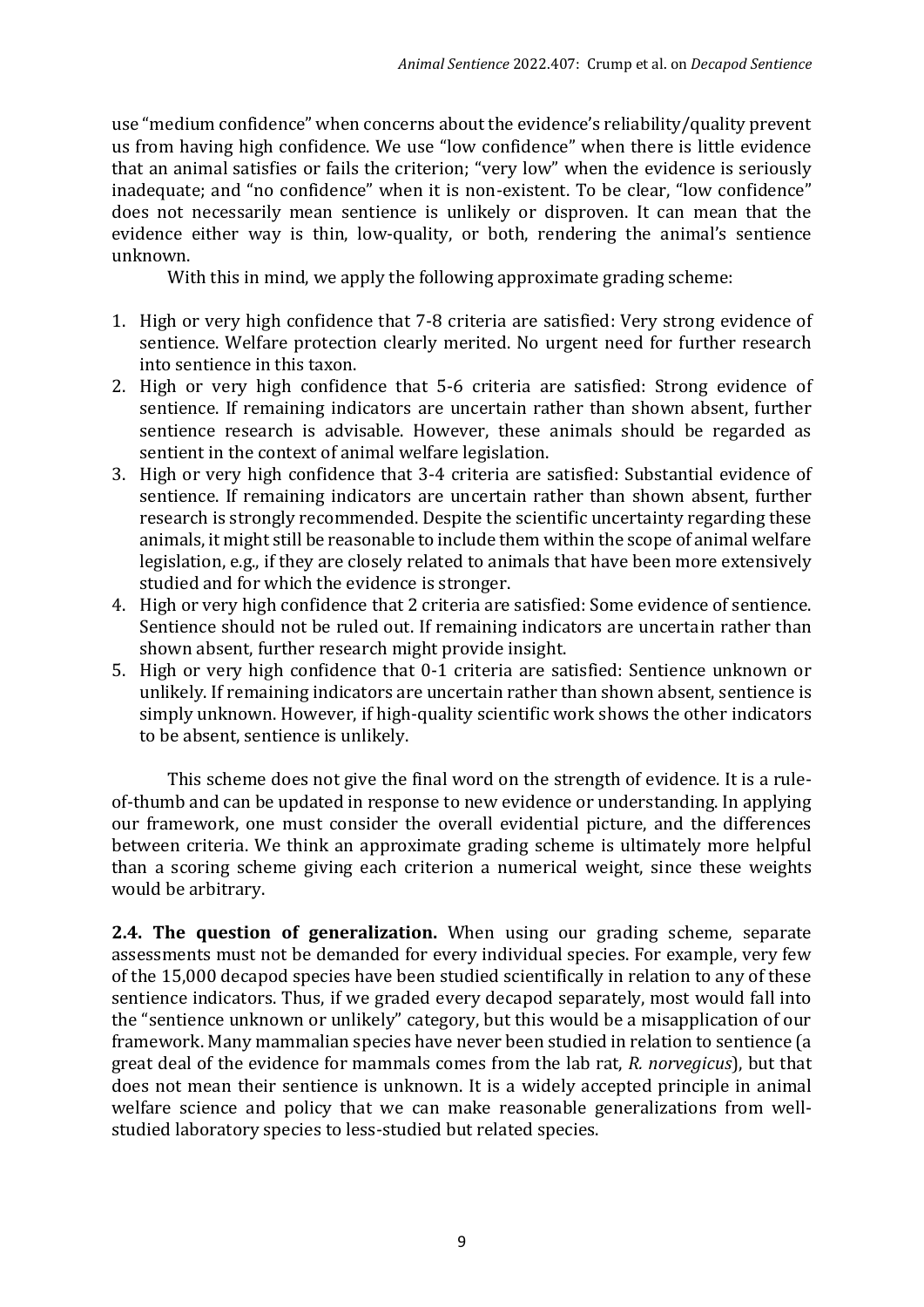use "medium confidence" when concerns about the evidence's reliability/quality prevent us from having high confidence. We use "low confidence" when there is little evidence that an animal satisfies or fails the criterion; "very low" when the evidence is seriously inadequate; and "no confidence" when it is non-existent. To be clear, "low confidence" does not necessarily mean sentience is unlikely or disproven. It can mean that the evidence either way is thin, low-quality, or both, rendering the animal's sentience unknown.

With this in mind, we apply the following approximate grading scheme:

1. High or very high confidence that 7-8 criteria are satisfied: Very strong evidence of sentience. Welfare protection clearly merited. No urgent need for further research into sentience in this taxon.
2. High or very high confidence that 5-6 criteria are satisfied: Strong evidence of sentience. If remaining indicators are uncertain rather than shown absent, further sentience research is advisable. However, these animals should be regarded as sentient in the context of animal welfare legislation.
3. High or very high confidence that 3-4 criteria are satisfied: Substantial evidence of sentience. If remaining indicators are uncertain rather than shown absent, further research is strongly recommended. Despite the scientific uncertainty regarding these animals, it might still be reasonable to include them within the scope of animal welfare legislation, e.g., if they are closely related to animals that have been more extensively studied and for which the evidence is stronger.
4. High or very high confidence that 2 criteria are satisfied: Some evidence of sentience. Sentience should not be ruled out. If remaining indicators are uncertain rather than shown absent, further research might provide insight.
5. High or very high confidence that 0-1 criteria are satisfied: Sentience unknown or unlikely. If remaining indicators are uncertain rather than shown absent, sentience is simply unknown. However, if high-quality scientific work shows the other indicators to be absent, sentience is unlikely.

This scheme does not give the final word on the strength of evidence. It is a rule-of-thumb and can be updated in response to new evidence or understanding. In applying our framework, one must consider the overall evidential picture, and the differences between criteria. We think an approximate grading scheme is ultimately more helpful than a scoring scheme giving each criterion a numerical weight, since these weights would be arbitrary.

**2.4. The question of generalization.** When using our grading scheme, separate assessments must not be demanded for every individual species. For example, very few of the 15,000 decapod species have been studied scientifically in relation to any of these sentience indicators. Thus, if we graded every decapod separately, most would fall into the "sentience unknown or unlikely" category, but this would be a misapplication of our framework. Many mammalian species have never been studied in relation to sentience (a great deal of the evidence for mammals comes from the lab rat, *R. norvegicus*), but that does not mean their sentience is unknown. It is a widely accepted principle in animal welfare science and policy that we can make reasonable generalizations from well-studied laboratory species to less-studied but related species.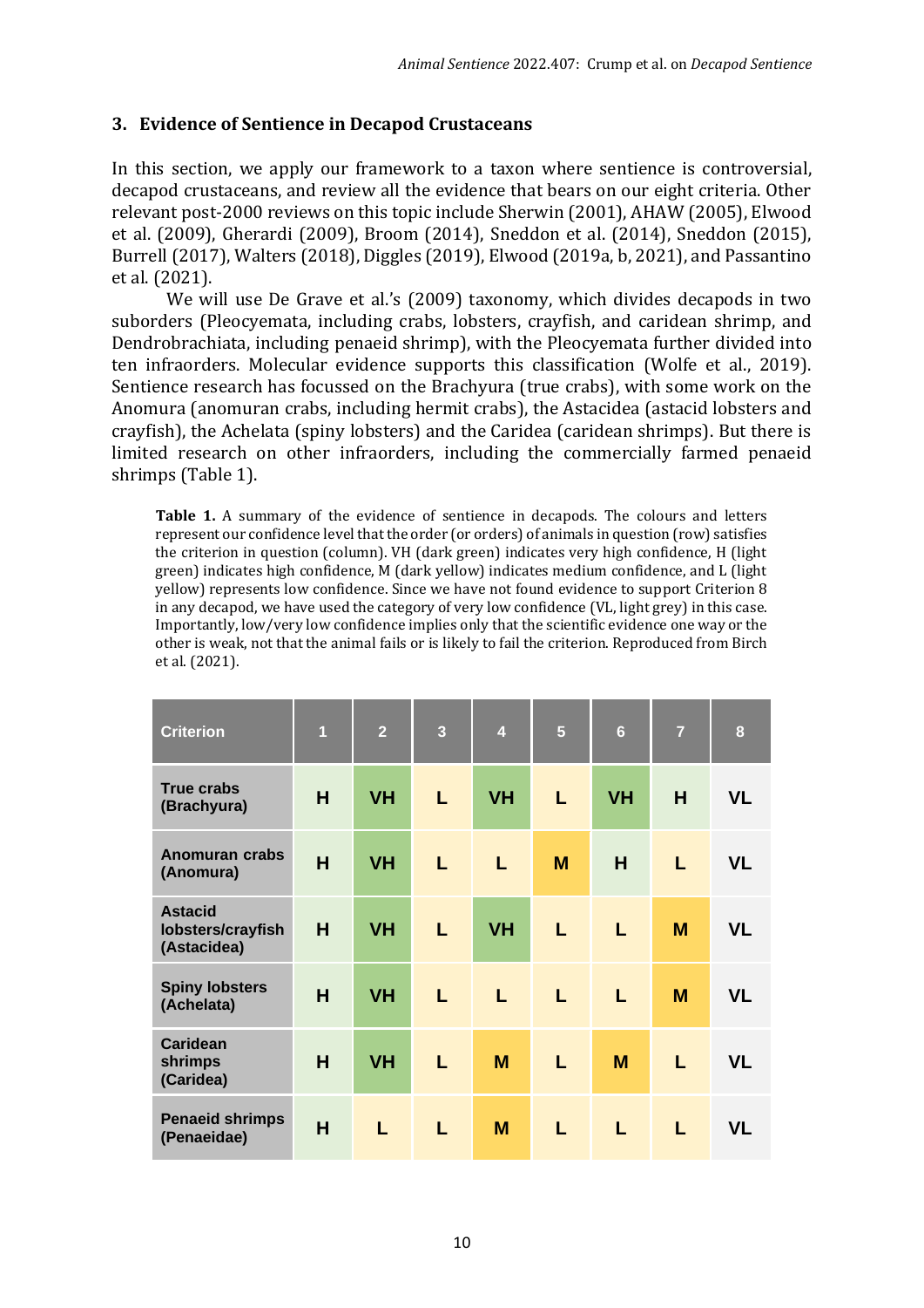## 3. Evidence of Sentience in Decapod Crustaceans

In this section, we apply our framework to a taxon where sentience is controversial, decapod crustaceans, and review all the evidence that bears on our eight criteria. Other relevant post-2000 reviews on this topic include Sherwin (2001), AHAW (2005), Elwood et al. (2009), Gherardi (2009), Broom (2014), Sneddon et al. (2014), Sneddon (2015), Burrell (2017), Walters (2018), Diggles (2019), Elwood (2019a, b, 2021), and Passantino et al. (2021).

We will use De Grave et al.'s (2009) taxonomy, which divides decapods in two suborders (Pleocyemata, including crabs, lobsters, crayfish, and caridean shrimp, and Dendrobrachiata, including penaeid shrimp), with the Pleocyemata further divided into ten infraorders. Molecular evidence supports this classification (Wolfe et al., 2019). Sentience research has focussed on the Brachyura (true crabs), with some work on the Anomura (anomuran crabs, including hermit crabs), the Astacidea (astacid lobsters and crayfish), the Achelata (spiny lobsters) and the Caridea (caridean shrimps). But there is limited research on other infraorders, including the commercially farmed penaeid shrimps (Table 1).

**Table 1.** A summary of the evidence of sentience in decapods. The colours and letters represent our confidence level that the order (or orders) of animals in question (row) satisfies the criterion in question (column). VH (dark green) indicates very high confidence, H (light green) indicates high confidence, M (dark yellow) indicates medium confidence, and L (light yellow) represents low confidence. Since we have not found evidence to support Criterion 8 in any decapod, we have used the category of very low confidence (VL, light grey) in this case. Importantly, low/very low confidence implies only that the scientific evidence one way or the other is weak, not that the animal fails or is likely to fail the criterion. Reproduced from Birch et al. (2021).

| Criterion | 1 | 2 | 3 | 4 | 5 | 6 | 7 | 8 |
|---|---|---|---|---|---|---|---|---|
| True crabs (Brachyura) | H | VH | L | VH | L | VH | H | VL |
| Anomuran crabs (Anomura) | H | VH | L | L | M | H | L | VL |
| Astacid lobsters/crayfish (Astacidea) | H | VH | L | VH | L | L | M | VL |
| Spiny lobsters (Achelata) | H | VH | L | L | L | L | M | VL |
| Caridean shrimps (Caridea) | H | VH | L | M | L | M | L | VL |
| Penaeid shrimps (Penaeidae) | H | L | L | M | L | L | L | VL |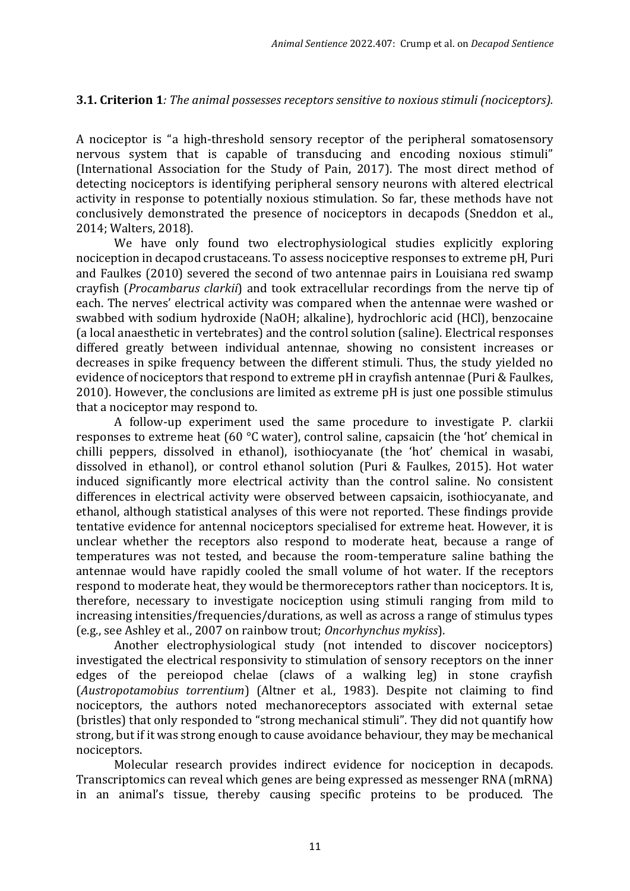### **3.1. Criterion 1**: *The animal possesses receptors sensitive to noxious stimuli (nociceptors).*

A nociceptor is "a high-threshold sensory receptor of the peripheral somatosensory nervous system that is capable of transducing and encoding noxious stimuli" (International Association for the Study of Pain, 2017). The most direct method of detecting nociceptors is identifying peripheral sensory neurons with altered electrical activity in response to potentially noxious stimulation. So far, these methods have not conclusively demonstrated the presence of nociceptors in decapods (Sneddon et al., 2014; Walters, 2018).

We have only found two electrophysiological studies explicitly exploring nociception in decapod crustaceans. To assess nociceptive responses to extreme pH, Puri and Faulkes (2010) severed the second of two antennae pairs in Louisiana red swamp crayfish (*Procambarus clarkii*) and took extracellular recordings from the nerve tip of each. The nerves' electrical activity was compared when the antennae were washed or swabbed with sodium hydroxide (NaOH; alkaline), hydrochloric acid (HCl), benzocaine (a local anaesthetic in vertebrates) and the control solution (saline). Electrical responses differed greatly between individual antennae, showing no consistent increases or decreases in spike frequency between the different stimuli. Thus, the study yielded no evidence of nociceptors that respond to extreme pH in crayfish antennae (Puri & Faulkes, 2010). However, the conclusions are limited as extreme pH is just one possible stimulus that a nociceptor may respond to.

A follow-up experiment used the same procedure to investigate P. clarkii responses to extreme heat (60 °C water), control saline, capsaicin (the 'hot' chemical in chilli peppers, dissolved in ethanol), isothiocyanate (the 'hot' chemical in wasabi, dissolved in ethanol), or control ethanol solution (Puri & Faulkes, 2015). Hot water induced significantly more electrical activity than the control saline. No consistent differences in electrical activity were observed between capsaicin, isothiocyanate, and ethanol, although statistical analyses of this were not reported. These findings provide tentative evidence for antennal nociceptors specialised for extreme heat. However, it is unclear whether the receptors also respond to moderate heat, because a range of temperatures was not tested, and because the room-temperature saline bathing the antennae would have rapidly cooled the small volume of hot water. If the receptors respond to moderate heat, they would be thermoreceptors rather than nociceptors. It is, therefore, necessary to investigate nociception using stimuli ranging from mild to increasing intensities/frequencies/durations, as well as across a range of stimulus types (e.g., see Ashley et al., 2007 on rainbow trout; *Oncorhynchus mykiss*).

Another electrophysiological study (not intended to discover nociceptors) investigated the electrical responsivity to stimulation of sensory receptors on the inner edges of the pereiopod chelae (claws of a walking leg) in stone crayfish (*Austropotamobius torrentium*) (Altner et al., 1983). Despite not claiming to find nociceptors, the authors noted mechanoreceptors associated with external setae (bristles) that only responded to "strong mechanical stimuli". They did not quantify how strong, but if it was strong enough to cause avoidance behaviour, they may be mechanical nociceptors.

Molecular research provides indirect evidence for nociception in decapods. Transcriptomics can reveal which genes are being expressed as messenger RNA (mRNA) in an animal's tissue, thereby causing specific proteins to be produced. The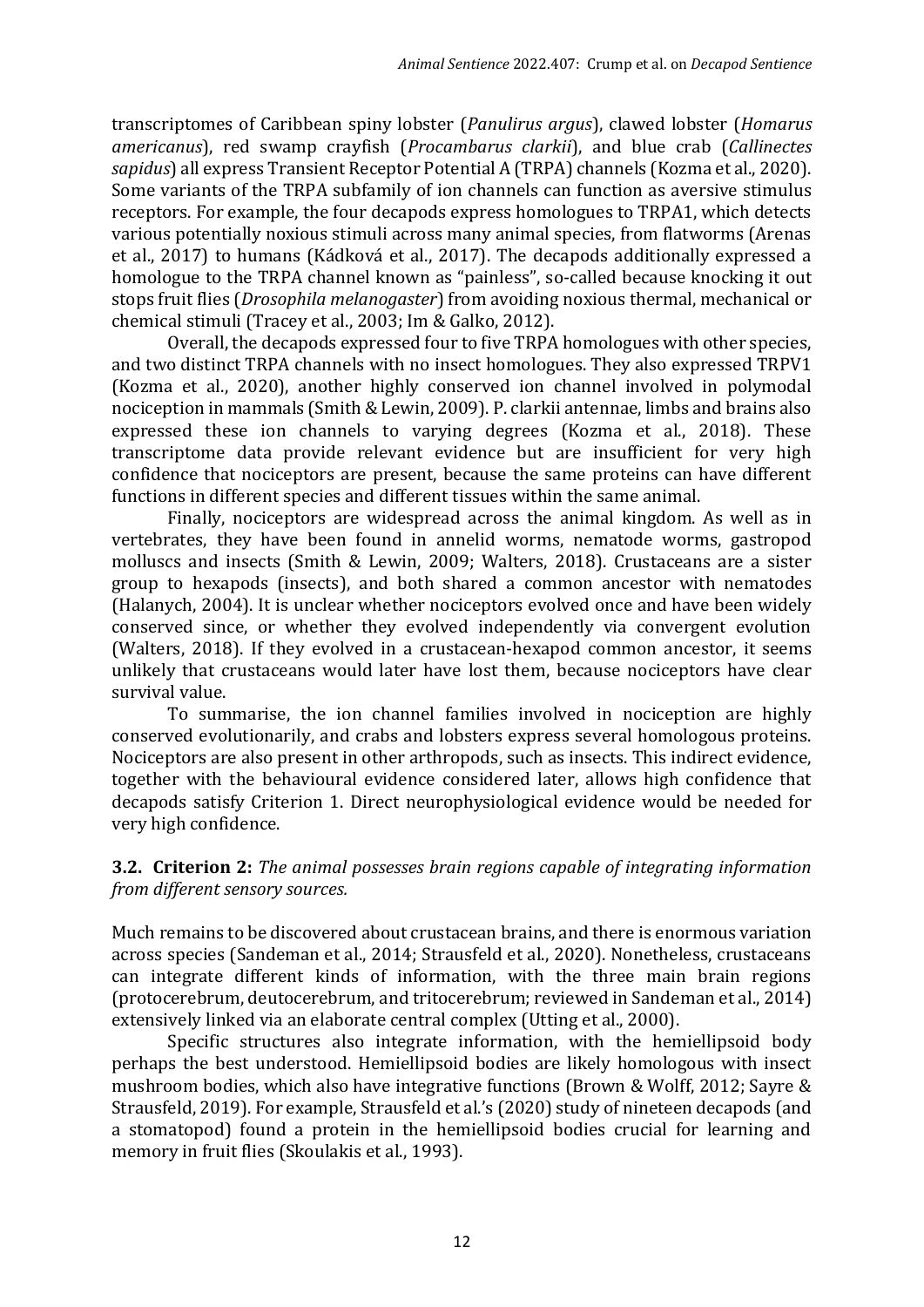transcriptomes of Caribbean spiny lobster (*Panulirus argus*), clawed lobster (*Homarus americanus*), red swamp crayfish (*Procambarus clarkii*), and blue crab (*Callinectes sapidus*) all express Transient Receptor Potential A (TRPA) channels (Kozma et al., 2020). Some variants of the TRPA subfamily of ion channels can function as aversive stimulus receptors. For example, the four decapods express homologues to TRPA1, which detects various potentially noxious stimuli across many animal species, from flatworms (Arenas et al., 2017) to humans (Kádková et al., 2017). The decapods additionally expressed a homologue to the TRPA channel known as "painless", so-called because knocking it out stops fruit flies (*Drosophila melanogaster*) from avoiding noxious thermal, mechanical or chemical stimuli (Tracey et al., 2003; Im & Galko, 2012).

Overall, the decapods expressed four to five TRPA homologues with other species, and two distinct TRPA channels with no insect homologues. They also expressed TRPV1 (Kozma et al., 2020), another highly conserved ion channel involved in polymodal nociception in mammals (Smith & Lewin, 2009). P. clarkii antennae, limbs and brains also expressed these ion channels to varying degrees (Kozma et al., 2018). These transcriptome data provide relevant evidence but are insufficient for very high confidence that nociceptors are present, because the same proteins can have different functions in different species and different tissues within the same animal.

Finally, nociceptors are widespread across the animal kingdom. As well as in vertebrates, they have been found in annelid worms, nematode worms, gastropod molluscs and insects (Smith & Lewin, 2009; Walters, 2018). Crustaceans are a sister group to hexapods (insects), and both shared a common ancestor with nematodes (Halanych, 2004). It is unclear whether nociceptors evolved once and have been widely conserved since, or whether they evolved independently via convergent evolution (Walters, 2018). If they evolved in a crustacean-hexapod common ancestor, it seems unlikely that crustaceans would later have lost them, because nociceptors have clear survival value.

To summarise, the ion channel families involved in nociception are highly conserved evolutionarily, and crabs and lobsters express several homologous proteins. Nociceptors are also present in other arthropods, such as insects. This indirect evidence, together with the behavioural evidence considered later, allows high confidence that decapods satisfy Criterion 1. Direct neurophysiological evidence would be needed for very high confidence.

### 3.2. Criterion 2: *The animal possesses brain regions capable of integrating information from different sensory sources.*

Much remains to be discovered about crustacean brains, and there is enormous variation across species (Sandeman et al., 2014; Strausfeld et al., 2020). Nonetheless, crustaceans can integrate different kinds of information, with the three main brain regions (protocerebrum, deutocerebrum, and tritocerebrum; reviewed in Sandeman et al., 2014) extensively linked via an elaborate central complex (Utting et al., 2000).

Specific structures also integrate information, with the hemiellipsoid body perhaps the best understood. Hemiellipsoid bodies are likely homologous with insect mushroom bodies, which also have integrative functions (Brown & Wolff, 2012; Sayre & Strausfeld, 2019). For example, Strausfeld et al.'s (2020) study of nineteen decapods (and a stomatopod) found a protein in the hemiellipsoid bodies crucial for learning and memory in fruit flies (Skoulakis et al., 1993).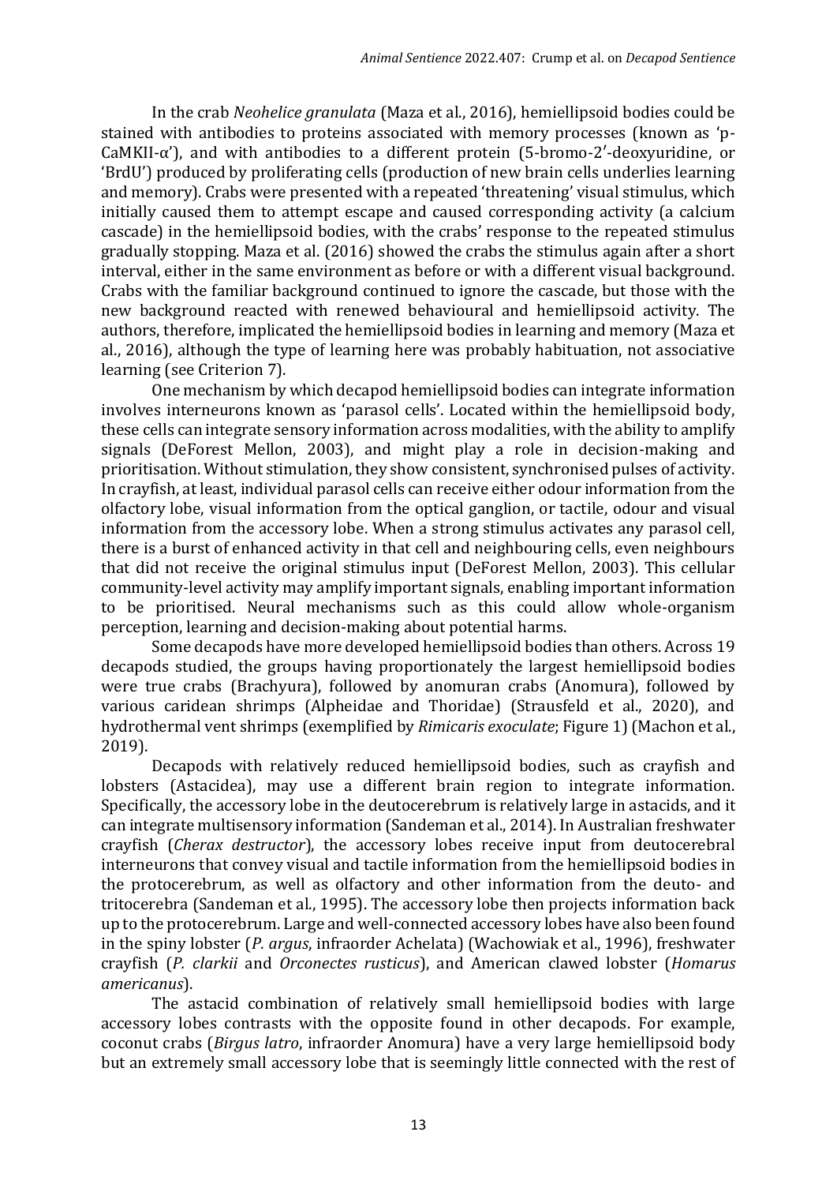In the crab *Neohelice granulata* (Maza et al., 2016), hemiellipsoid bodies could be stained with antibodies to proteins associated with memory processes (known as 'p-CaMKII-α'), and with antibodies to a different protein (5-bromo-2′-deoxyuridine, or 'BrdU') produced by proliferating cells (production of new brain cells underlies learning and memory). Crabs were presented with a repeated 'threatening' visual stimulus, which initially caused them to attempt escape and caused corresponding activity (a calcium cascade) in the hemiellipsoid bodies, with the crabs' response to the repeated stimulus gradually stopping. Maza et al. (2016) showed the crabs the stimulus again after a short interval, either in the same environment as before or with a different visual background. Crabs with the familiar background continued to ignore the cascade, but those with the new background reacted with renewed behavioural and hemiellipsoid activity. The authors, therefore, implicated the hemiellipsoid bodies in learning and memory (Maza et al., 2016), although the type of learning here was probably habituation, not associative learning (see Criterion 7).

One mechanism by which decapod hemiellipsoid bodies can integrate information involves interneurons known as 'parasol cells'. Located within the hemiellipsoid body, these cells can integrate sensory information across modalities, with the ability to amplify signals (DeForest Mellon, 2003), and might play a role in decision-making and prioritisation. Without stimulation, they show consistent, synchronised pulses of activity. In crayfish, at least, individual parasol cells can receive either odour information from the olfactory lobe, visual information from the optical ganglion, or tactile, odour and visual information from the accessory lobe. When a strong stimulus activates any parasol cell, there is a burst of enhanced activity in that cell and neighbouring cells, even neighbours that did not receive the original stimulus input (DeForest Mellon, 2003). This cellular community-level activity may amplify important signals, enabling important information to be prioritised. Neural mechanisms such as this could allow whole-organism perception, learning and decision-making about potential harms.

Some decapods have more developed hemiellipsoid bodies than others. Across 19 decapods studied, the groups having proportionately the largest hemiellipsoid bodies were true crabs (Brachyura), followed by anomuran crabs (Anomura), followed by various caridean shrimps (Alpheidae and Thoridae) (Strausfeld et al., 2020), and hydrothermal vent shrimps (exemplified by *Rimicaris exoculate*; Figure 1) (Machon et al., 2019).

Decapods with relatively reduced hemiellipsoid bodies, such as crayfish and lobsters (Astacidea), may use a different brain region to integrate information. Specifically, the accessory lobe in the deutocerebrum is relatively large in astacids, and it can integrate multisensory information (Sandeman et al., 2014). In Australian freshwater crayfish (*Cherax destructor*), the accessory lobes receive input from deutocerebral interneurons that convey visual and tactile information from the hemiellipsoid bodies in the protocerebrum, as well as olfactory and other information from the deuto- and tritocerebra (Sandeman et al., 1995). The accessory lobe then projects information back up to the protocerebrum. Large and well-connected accessory lobes have also been found in the spiny lobster (*P. argus*, infraorder Achelata) (Wachowiak et al., 1996), freshwater crayfish (*P. clarkii* and *Orconectes rusticus*), and American clawed lobster (*Homarus americanus*).

The astacid combination of relatively small hemiellipsoid bodies with large accessory lobes contrasts with the opposite found in other decapods. For example, coconut crabs (*Birgus latro*, infraorder Anomura) have a very large hemiellipsoid body but an extremely small accessory lobe that is seemingly little connected with the rest of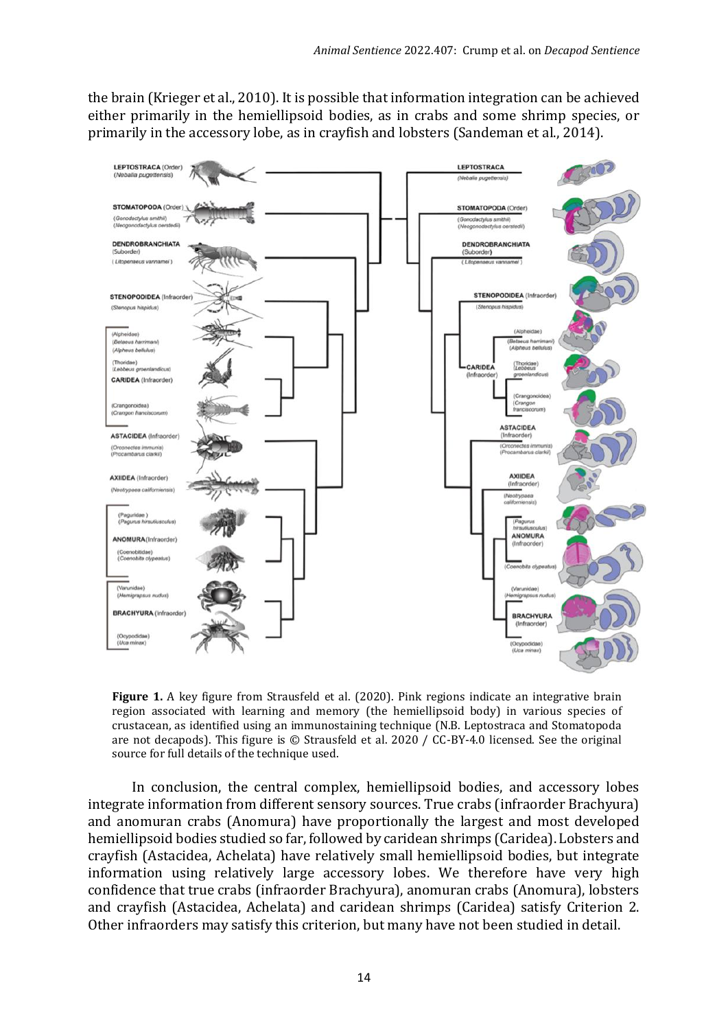the brain (Krieger et al., 2010). It is possible that information integration can be achieved either primarily in the hemiellipsoid bodies, as in crabs and some shrimp species, or primarily in the accessory lobe, as in crayfish and lobsters (Sandeman et al., 2014).

**Figure 1.** A key figure from Strausfeld et al. (2020). Pink regions indicate an integrative brain region associated with learning and memory (the hemiellipsoid body) in various species of crustacean, as identified using an immunostaining technique (N.B. Leptostraca and Stomatopoda are not decapods). This figure is © Strausfeld et al. 2020 / CC-BY-4.0 licensed. See the original source for full details of the technique used.

In conclusion, the central complex, hemiellipsoid bodies, and accessory lobes integrate information from different sensory sources. True crabs (infraorder Brachyura) and anomuran crabs (Anomura) have proportionally the largest and most developed hemiellipsoid bodies studied so far, followed by caridean shrimps (Caridea). Lobsters and crayfish (Astacidea, Achelata) have relatively small hemiellipsoid bodies, but integrate information using relatively large accessory lobes. We therefore have very high confidence that true crabs (infraorder Brachyura), anomuran crabs (Anomura), lobsters and crayfish (Astacidea, Achelata) and caridean shrimps (Caridea) satisfy Criterion 2. Other infraorders may satisfy this criterion, but many have not been studied in detail.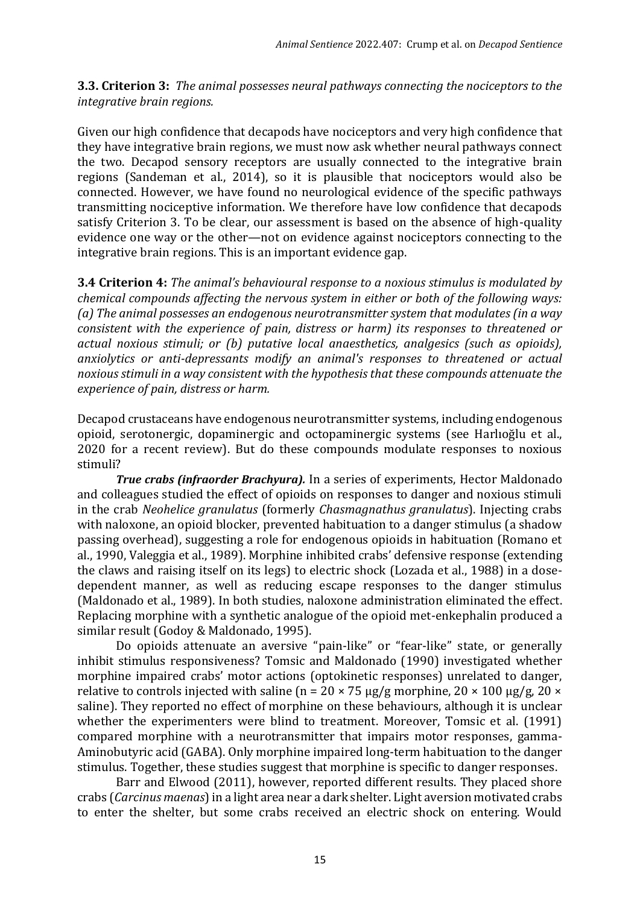**3.3. Criterion 3:** *The animal possesses neural pathways connecting the nociceptors to the integrative brain regions.*

Given our high confidence that decapods have nociceptors and very high confidence that they have integrative brain regions, we must now ask whether neural pathways connect the two. Decapod sensory receptors are usually connected to the integrative brain regions (Sandeman et al., 2014), so it is plausible that nociceptors would also be connected. However, we have found no neurological evidence of the specific pathways transmitting nociceptive information. We therefore have low confidence that decapods satisfy Criterion 3. To be clear, our assessment is based on the absence of high-quality evidence one way or the other—not on evidence against nociceptors connecting to the integrative brain regions. This is an important evidence gap.

**3.4 Criterion 4:** *The animal's behavioural response to a noxious stimulus is modulated by chemical compounds affecting the nervous system in either or both of the following ways: (a) The animal possesses an endogenous neurotransmitter system that modulates (in a way consistent with the experience of pain, distress or harm) its responses to threatened or actual noxious stimuli; or (b) putative local anaesthetics, analgesics (such as opioids), anxiolytics or anti-depressants modify an animal's responses to threatened or actual noxious stimuli in a way consistent with the hypothesis that these compounds attenuate the experience of pain, distress or harm.*

Decapod crustaceans have endogenous neurotransmitter systems, including endogenous opioid, serotonergic, dopaminergic and octopaminergic systems (see Harlıoğlu et al., 2020 for a recent review). But do these compounds modulate responses to noxious stimuli?

***True crabs (infraorder Brachyura).*** In a series of experiments, Hector Maldonado and colleagues studied the effect of opioids on responses to danger and noxious stimuli in the crab *Neohelice granulatus* (formerly *Chasmagnathus granulatus*). Injecting crabs with naloxone, an opioid blocker, prevented habituation to a danger stimulus (a shadow passing overhead), suggesting a role for endogenous opioids in habituation (Romano et al., 1990, Valeggia et al., 1989). Morphine inhibited crabs' defensive response (extending the claws and raising itself on its legs) to electric shock (Lozada et al., 1988) in a dose-dependent manner, as well as reducing escape responses to the danger stimulus (Maldonado et al., 1989). In both studies, naloxone administration eliminated the effect. Replacing morphine with a synthetic analogue of the opioid met-enkephalin produced a similar result (Godoy & Maldonado, 1995).

Do opioids attenuate an aversive "pain-like" or "fear-like" state, or generally inhibit stimulus responsiveness? Tomsic and Maldonado (1990) investigated whether morphine impaired crabs' motor actions (optokinetic responses) unrelated to danger, relative to controls injected with saline (n = 20 × 75 μg/g morphine, 20 × 100 μg/g, 20 × saline). They reported no effect of morphine on these behaviours, although it is unclear whether the experimenters were blind to treatment. Moreover, Tomsic et al. (1991) compared morphine with a neurotransmitter that impairs motor responses, gamma-Aminobutyric acid (GABA). Only morphine impaired long-term habituation to the danger stimulus. Together, these studies suggest that morphine is specific to danger responses.

Barr and Elwood (2011), however, reported different results. They placed shore crabs (*Carcinus maenas*) in a light area near a dark shelter. Light aversion motivated crabs to enter the shelter, but some crabs received an electric shock on entering. Would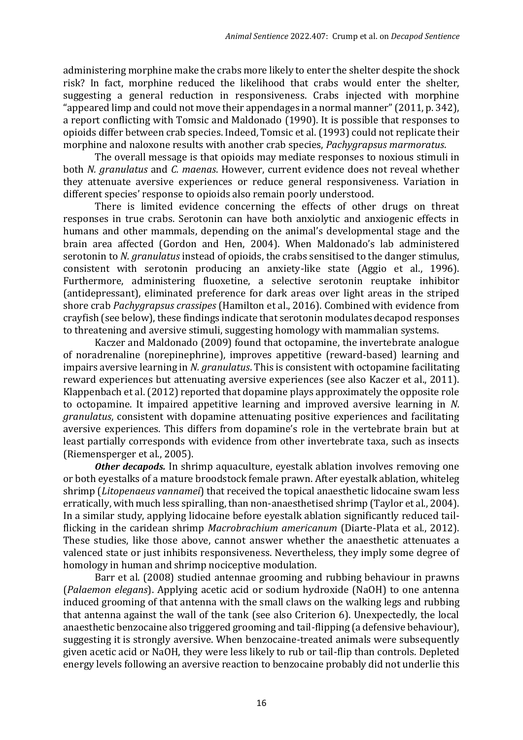administering morphine make the crabs more likely to enter the shelter despite the shock risk? In fact, morphine reduced the likelihood that crabs would enter the shelter, suggesting a general reduction in responsiveness. Crabs injected with morphine "appeared limp and could not move their appendages in a normal manner" (2011, p. 342), a report conflicting with Tomsic and Maldonado (1990). It is possible that responses to opioids differ between crab species. Indeed, Tomsic et al. (1993) could not replicate their morphine and naloxone results with another crab species, *Pachygrapsus marmoratus*.

The overall message is that opioids may mediate responses to noxious stimuli in both *N. granulatus* and *C. maenas*. However, current evidence does not reveal whether they attenuate aversive experiences or reduce general responsiveness. Variation in different species' response to opioids also remain poorly understood.

There is limited evidence concerning the effects of other drugs on threat responses in true crabs. Serotonin can have both anxiolytic and anxiogenic effects in humans and other mammals, depending on the animal's developmental stage and the brain area affected (Gordon and Hen, 2004). When Maldonado's lab administered serotonin to *N. granulatus* instead of opioids, the crabs sensitised to the danger stimulus, consistent with serotonin producing an anxiety-like state (Aggio et al., 1996). Furthermore, administering fluoxetine, a selective serotonin reuptake inhibitor (antidepressant), eliminated preference for dark areas over light areas in the striped shore crab *Pachygrapsus crassipes* (Hamilton et al., 2016). Combined with evidence from crayfish (see below), these findings indicate that serotonin modulates decapod responses to threatening and aversive stimuli, suggesting homology with mammalian systems.

Kaczer and Maldonado (2009) found that octopamine, the invertebrate analogue of noradrenaline (norepinephrine), improves appetitive (reward-based) learning and impairs aversive learning in *N. granulatus*. This is consistent with octopamine facilitating reward experiences but attenuating aversive experiences (see also Kaczer et al., 2011). Klappenbach et al. (2012) reported that dopamine plays approximately the opposite role to octopamine. It impaired appetitive learning and improved aversive learning in *N. granulatus*, consistent with dopamine attenuating positive experiences and facilitating aversive experiences. This differs from dopamine's role in the vertebrate brain but at least partially corresponds with evidence from other invertebrate taxa, such as insects (Riemensperger et al., 2005).

***Other decapods.*** In shrimp aquaculture, eyestalk ablation involves removing one or both eyestalks of a mature broodstock female prawn. After eyestalk ablation, whiteleg shrimp (*Litopenaeus vannamei*) that received the topical anaesthetic lidocaine swam less erratically, with much less spiralling, than non-anaesthetised shrimp (Taylor et al., 2004). In a similar study, applying lidocaine before eyestalk ablation significantly reduced tail-flicking in the caridean shrimp *Macrobrachium americanum* (Diarte-Plata et al., 2012). These studies, like those above, cannot answer whether the anaesthetic attenuates a valenced state or just inhibits responsiveness. Nevertheless, they imply some degree of homology in human and shrimp nociceptive modulation.

Barr et al. (2008) studied antennae grooming and rubbing behaviour in prawns (*Palaemon elegans*). Applying acetic acid or sodium hydroxide (NaOH) to one antenna induced grooming of that antenna with the small claws on the walking legs and rubbing that antenna against the wall of the tank (see also Criterion 6). Unexpectedly, the local anaesthetic benzocaine also triggered grooming and tail-flipping (a defensive behaviour), suggesting it is strongly aversive. When benzocaine-treated animals were subsequently given acetic acid or NaOH, they were less likely to rub or tail-flip than controls. Depleted energy levels following an aversive reaction to benzocaine probably did not underlie this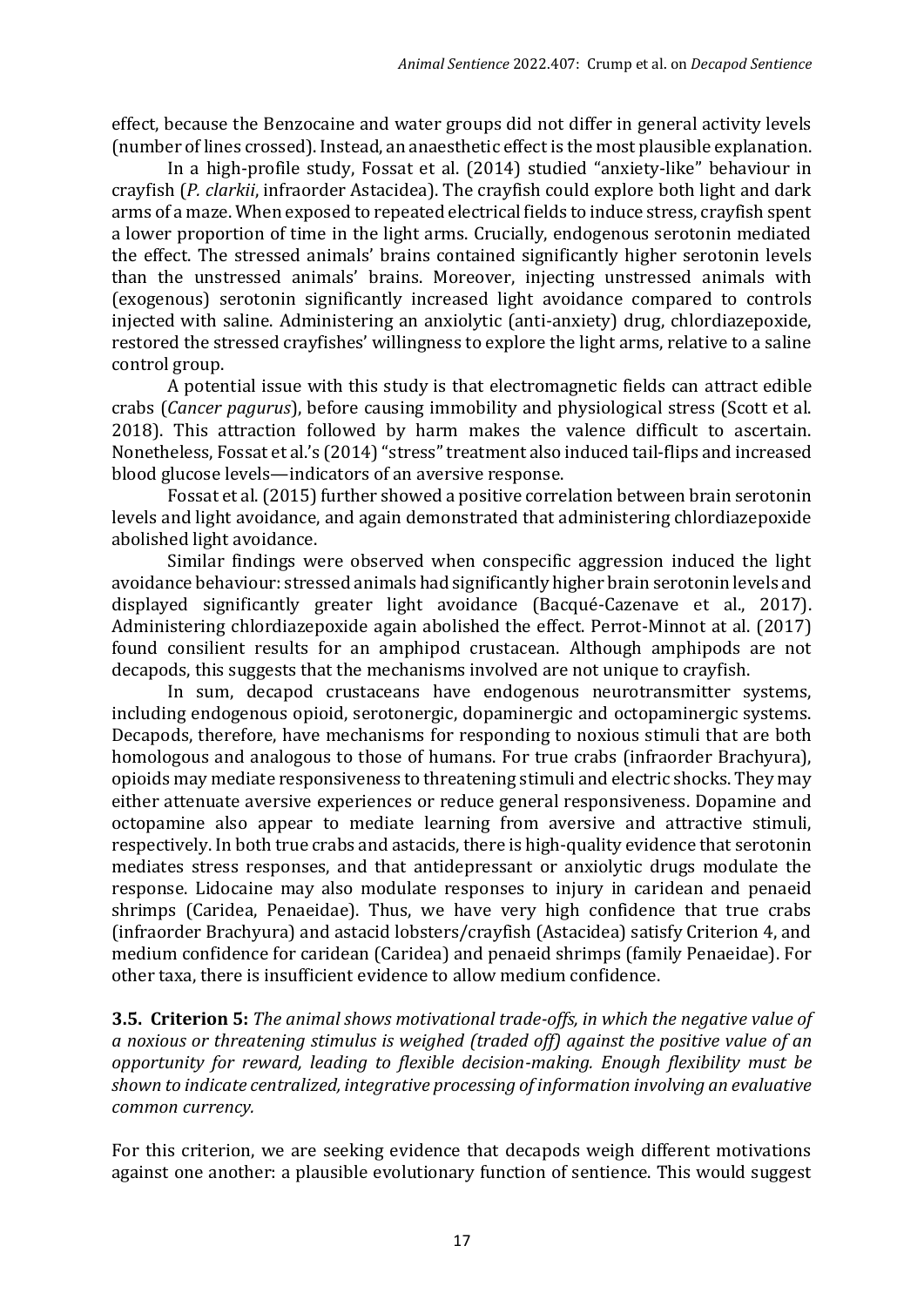effect, because the Benzocaine and water groups did not differ in general activity levels (number of lines crossed). Instead, an anaesthetic effect is the most plausible explanation.

In a high-profile study, Fossat et al. (2014) studied "anxiety-like" behaviour in crayfish (*P. clarkii*, infraorder Astacidea). The crayfish could explore both light and dark arms of a maze. When exposed to repeated electrical fields to induce stress, crayfish spent a lower proportion of time in the light arms. Crucially, endogenous serotonin mediated the effect. The stressed animals' brains contained significantly higher serotonin levels than the unstressed animals' brains. Moreover, injecting unstressed animals with (exogenous) serotonin significantly increased light avoidance compared to controls injected with saline. Administering an anxiolytic (anti-anxiety) drug, chlordiazepoxide, restored the stressed crayfishes' willingness to explore the light arms, relative to a saline control group.

A potential issue with this study is that electromagnetic fields can attract edible crabs (*Cancer pagurus*), before causing immobility and physiological stress (Scott et al. 2018). This attraction followed by harm makes the valence difficult to ascertain. Nonetheless, Fossat et al.'s (2014) "stress" treatment also induced tail-flips and increased blood glucose levels—indicators of an aversive response.

Fossat et al. (2015) further showed a positive correlation between brain serotonin levels and light avoidance, and again demonstrated that administering chlordiazepoxide abolished light avoidance.

Similar findings were observed when conspecific aggression induced the light avoidance behaviour: stressed animals had significantly higher brain serotonin levels and displayed significantly greater light avoidance (Bacqué-Cazenave et al., 2017). Administering chlordiazepoxide again abolished the effect. Perrot-Minnot at al. (2017) found consilient results for an amphipod crustacean. Although amphipods are not decapods, this suggests that the mechanisms involved are not unique to crayfish.

In sum, decapod crustaceans have endogenous neurotransmitter systems, including endogenous opioid, serotonergic, dopaminergic and octopaminergic systems. Decapods, therefore, have mechanisms for responding to noxious stimuli that are both homologous and analogous to those of humans. For true crabs (infraorder Brachyura), opioids may mediate responsiveness to threatening stimuli and electric shocks. They may either attenuate aversive experiences or reduce general responsiveness. Dopamine and octopamine also appear to mediate learning from aversive and attractive stimuli, respectively. In both true crabs and astacids, there is high-quality evidence that serotonin mediates stress responses, and that antidepressant or anxiolytic drugs modulate the response. Lidocaine may also modulate responses to injury in caridean and penaeid shrimps (Caridea, Penaeidae). Thus, we have very high confidence that true crabs (infraorder Brachyura) and astacid lobsters/crayfish (Astacidea) satisfy Criterion 4, and medium confidence for caridean (Caridea) and penaeid shrimps (family Penaeidae). For other taxa, there is insufficient evidence to allow medium confidence.

### 3.5. Criterion 5: *The animal shows motivational trade-offs, in which the negative value of a noxious or threatening stimulus is weighed (traded off) against the positive value of an opportunity for reward, leading to flexible decision-making. Enough flexibility must be shown to indicate centralized, integrative processing of information involving an evaluative common currency.*

For this criterion, we are seeking evidence that decapods weigh different motivations against one another: a plausible evolutionary function of sentience. This would suggest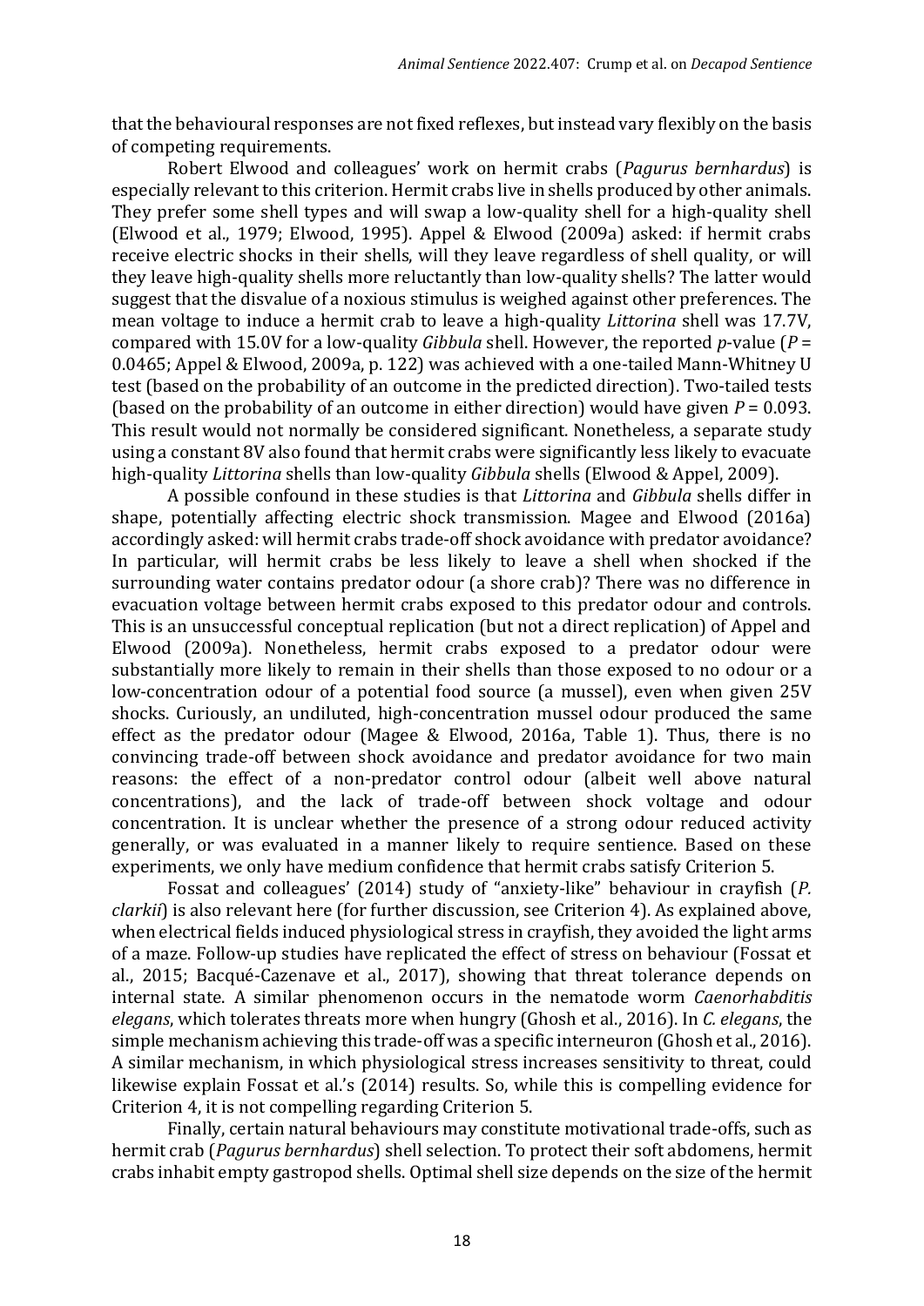that the behavioural responses are not fixed reflexes, but instead vary flexibly on the basis of competing requirements.

Robert Elwood and colleagues' work on hermit crabs (*Pagurus bernhardus*) is especially relevant to this criterion. Hermit crabs live in shells produced by other animals. They prefer some shell types and will swap a low-quality shell for a high-quality shell (Elwood et al., 1979; Elwood, 1995). Appel & Elwood (2009a) asked: if hermit crabs receive electric shocks in their shells, will they leave regardless of shell quality, or will they leave high-quality shells more reluctantly than low-quality shells? The latter would suggest that the disvalue of a noxious stimulus is weighed against other preferences. The mean voltage to induce a hermit crab to leave a high-quality *Littorina* shell was 17.7V, compared with 15.0V for a low-quality *Gibbula* shell. However, the reported *p*-value ($P$ = 0.0465; Appel & Elwood, 2009a, p. 122) was achieved with a one-tailed Mann-Whitney U test (based on the probability of an outcome in the predicted direction). Two-tailed tests (based on the probability of an outcome in either direction) would have given $P$ = 0.093. This result would not normally be considered significant. Nonetheless, a separate study using a constant 8V also found that hermit crabs were significantly less likely to evacuate high-quality *Littorina* shells than low-quality *Gibbula* shells (Elwood & Appel, 2009).

A possible confound in these studies is that *Littorina* and *Gibbula* shells differ in shape, potentially affecting electric shock transmission. Magee and Elwood (2016a) accordingly asked: will hermit crabs trade-off shock avoidance with predator avoidance? In particular, will hermit crabs be less likely to leave a shell when shocked if the surrounding water contains predator odour (a shore crab)? There was no difference in evacuation voltage between hermit crabs exposed to this predator odour and controls. This is an unsuccessful conceptual replication (but not a direct replication) of Appel and Elwood (2009a). Nonetheless, hermit crabs exposed to a predator odour were substantially more likely to remain in their shells than those exposed to no odour or a low-concentration odour of a potential food source (a mussel), even when given 25V shocks. Curiously, an undiluted, high-concentration mussel odour produced the same effect as the predator odour (Magee & Elwood, 2016a, Table 1). Thus, there is no convincing trade-off between shock avoidance and predator avoidance for two main reasons: the effect of a non-predator control odour (albeit well above natural concentrations), and the lack of trade-off between shock voltage and odour concentration. It is unclear whether the presence of a strong odour reduced activity generally, or was evaluated in a manner likely to require sentience. Based on these experiments, we only have medium confidence that hermit crabs satisfy Criterion 5.

Fossat and colleagues' (2014) study of "anxiety-like" behaviour in crayfish (*P. clarkii*) is also relevant here (for further discussion, see Criterion 4). As explained above, when electrical fields induced physiological stress in crayfish, they avoided the light arms of a maze. Follow-up studies have replicated the effect of stress on behaviour (Fossat et al., 2015; Bacqué-Cazenave et al., 2017), showing that threat tolerance depends on internal state. A similar phenomenon occurs in the nematode worm *Caenorhabditis elegans*, which tolerates threats more when hungry (Ghosh et al., 2016). In *C. elegans*, the simple mechanism achieving this trade-off was a specific interneuron (Ghosh et al., 2016). A similar mechanism, in which physiological stress increases sensitivity to threat, could likewise explain Fossat et al.'s (2014) results. So, while this is compelling evidence for Criterion 4, it is not compelling regarding Criterion 5.

Finally, certain natural behaviours may constitute motivational trade-offs, such as hermit crab (*Pagurus bernhardus*) shell selection. To protect their soft abdomens, hermit crabs inhabit empty gastropod shells. Optimal shell size depends on the size of the hermit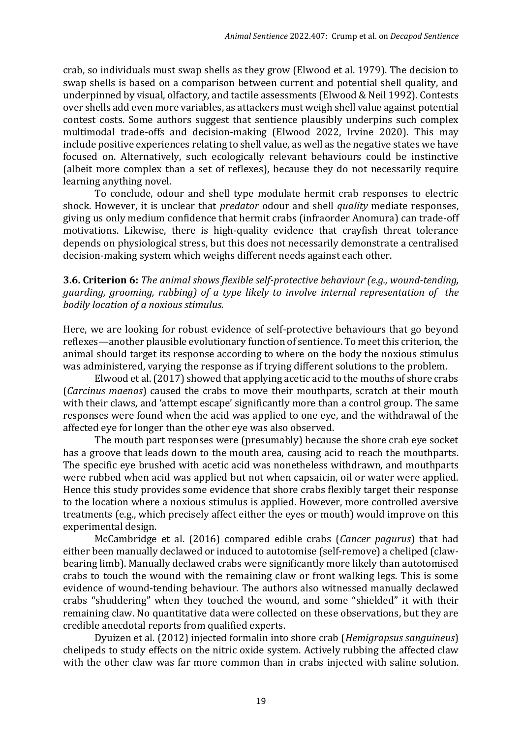crab, so individuals must swap shells as they grow (Elwood et al. 1979). The decision to swap shells is based on a comparison between current and potential shell quality, and underpinned by visual, olfactory, and tactile assessments (Elwood & Neil 1992). Contests over shells add even more variables, as attackers must weigh shell value against potential contest costs. Some authors suggest that sentience plausibly underpins such complex multimodal trade-offs and decision-making (Elwood 2022, Irvine 2020). This may include positive experiences relating to shell value, as well as the negative states we have focused on. Alternatively, such ecologically relevant behaviours could be instinctive (albeit more complex than a set of reflexes), because they do not necessarily require learning anything novel.

To conclude, odour and shell type modulate hermit crab responses to electric shock. However, it is unclear that *predator* odour and shell *quality* mediate responses, giving us only medium confidence that hermit crabs (infraorder Anomura) can trade-off motivations. Likewise, there is high-quality evidence that crayfish threat tolerance depends on physiological stress, but this does not necessarily demonstrate a centralised decision-making system which weighs different needs against each other.

**3.6. Criterion 6:** *The animal shows flexible self-protective behaviour (e.g., wound-tending, guarding, grooming, rubbing) of a type likely to involve internal representation of the bodily location of a noxious stimulus.*

Here, we are looking for robust evidence of self-protective behaviours that go beyond reflexes—another plausible evolutionary function of sentience. To meet this criterion, the animal should target its response according to where on the body the noxious stimulus was administered, varying the response as if trying different solutions to the problem.

Elwood et al. (2017) showed that applying acetic acid to the mouths of shore crabs (*Carcinus maenas*) caused the crabs to move their mouthparts, scratch at their mouth with their claws, and 'attempt escape' significantly more than a control group. The same responses were found when the acid was applied to one eye, and the withdrawal of the affected eye for longer than the other eye was also observed.

The mouth part responses were (presumably) because the shore crab eye socket has a groove that leads down to the mouth area, causing acid to reach the mouthparts. The specific eye brushed with acetic acid was nonetheless withdrawn, and mouthparts were rubbed when acid was applied but not when capsaicin, oil or water were applied. Hence this study provides some evidence that shore crabs flexibly target their response to the location where a noxious stimulus is applied. However, more controlled aversive treatments (e.g., which precisely affect either the eyes or mouth) would improve on this experimental design.

McCambridge et al. (2016) compared edible crabs (*Cancer pagurus*) that had either been manually declawed or induced to autotomise (self-remove) a cheliped (claw-bearing limb). Manually declawed crabs were significantly more likely than autotomised crabs to touch the wound with the remaining claw or front walking legs. This is some evidence of wound-tending behaviour. The authors also witnessed manually declawed crabs "shuddering" when they touched the wound, and some "shielded" it with their remaining claw. No quantitative data were collected on these observations, but they are credible anecdotal reports from qualified experts.

Dyuizen et al. (2012) injected formalin into shore crab (*Hemigrapsus sanguineus*) chelipeds to study effects on the nitric oxide system. Actively rubbing the affected claw with the other claw was far more common than in crabs injected with saline solution.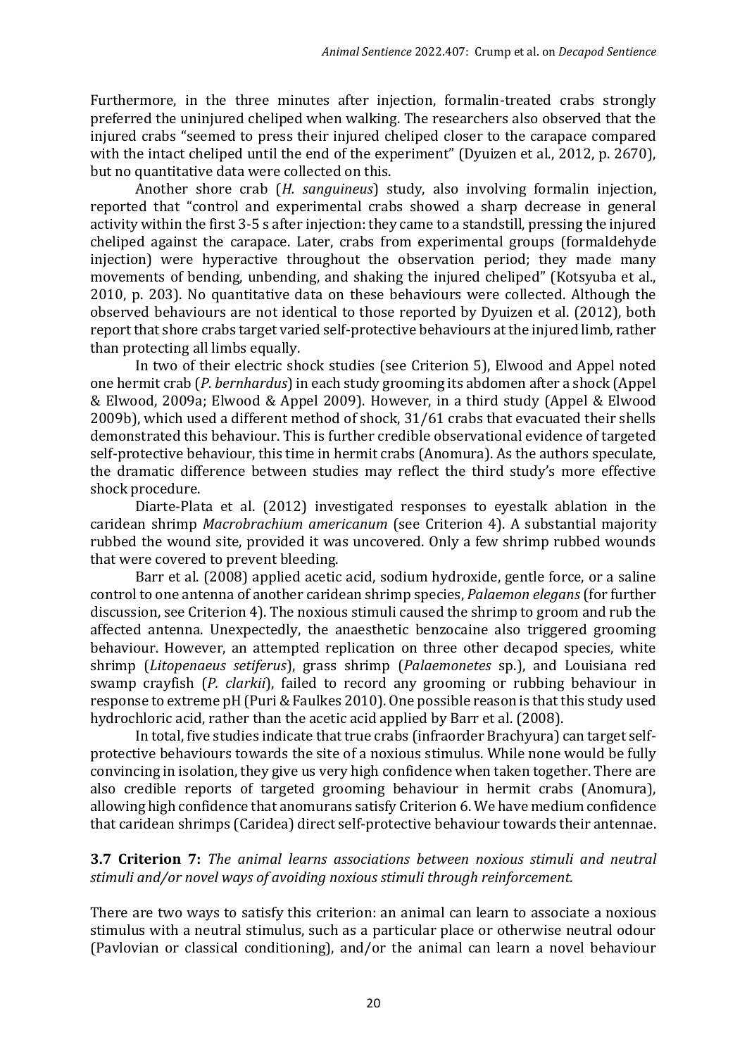Furthermore, in the three minutes after injection, formalin-treated crabs strongly preferred the uninjured cheliped when walking. The researchers also observed that the injured crabs "seemed to press their injured cheliped closer to the carapace compared with the intact cheliped until the end of the experiment" (Dyuizen et al., 2012, p. 2670), but no quantitative data were collected on this.

Another shore crab (*H. sanguineus*) study, also involving formalin injection, reported that "control and experimental crabs showed a sharp decrease in general activity within the first 3-5 s after injection: they came to a standstill, pressing the injured cheliped against the carapace. Later, crabs from experimental groups (formaldehyde injection) were hyperactive throughout the observation period; they made many movements of bending, unbending, and shaking the injured cheliped" (Kotsyuba et al., 2010, p. 203). No quantitative data on these behaviours were collected. Although the observed behaviours are not identical to those reported by Dyuizen et al. (2012), both report that shore crabs target varied self-protective behaviours at the injured limb, rather than protecting all limbs equally.

In two of their electric shock studies (see Criterion 5), Elwood and Appel noted one hermit crab (*P. bernhardus*) in each study grooming its abdomen after a shock (Appel & Elwood, 2009a; Elwood & Appel 2009). However, in a third study (Appel & Elwood 2009b), which used a different method of shock, 31/61 crabs that evacuated their shells demonstrated this behaviour. This is further credible observational evidence of targeted self-protective behaviour, this time in hermit crabs (Anomura). As the authors speculate, the dramatic difference between studies may reflect the third study's more effective shock procedure.

Diarte-Plata et al. (2012) investigated responses to eyestalk ablation in the caridean shrimp *Macrobrachium americanum* (see Criterion 4). A substantial majority rubbed the wound site, provided it was uncovered. Only a few shrimp rubbed wounds that were covered to prevent bleeding.

Barr et al. (2008) applied acetic acid, sodium hydroxide, gentle force, or a saline control to one antenna of another caridean shrimp species, *Palaemon elegans* (for further discussion, see Criterion 4). The noxious stimuli caused the shrimp to groom and rub the affected antenna. Unexpectedly, the anaesthetic benzocaine also triggered grooming behaviour. However, an attempted replication on three other decapod species, white shrimp (*Litopenaeus setiferus*), grass shrimp (*Palaemonetes* sp.), and Louisiana red swamp crayfish (*P. clarkii*), failed to record any grooming or rubbing behaviour in response to extreme pH (Puri & Faulkes 2010). One possible reason is that this study used hydrochloric acid, rather than the acetic acid applied by Barr et al. (2008).

In total, five studies indicate that true crabs (infraorder Brachyura) can target self-protective behaviours towards the site of a noxious stimulus. While none would be fully convincing in isolation, they give us very high confidence when taken together. There are also credible reports of targeted grooming behaviour in hermit crabs (Anomura), allowing high confidence that anomurans satisfy Criterion 6. We have medium confidence that caridean shrimps (Caridea) direct self-protective behaviour towards their antennae.

### 3.7 Criterion 7: *The animal learns associations between noxious stimuli and neutral stimuli and/or novel ways of avoiding noxious stimuli through reinforcement.*

There are two ways to satisfy this criterion: an animal can learn to associate a noxious stimulus with a neutral stimulus, such as a particular place or otherwise neutral odour (Pavlovian or classical conditioning), and/or the animal can learn a novel behaviour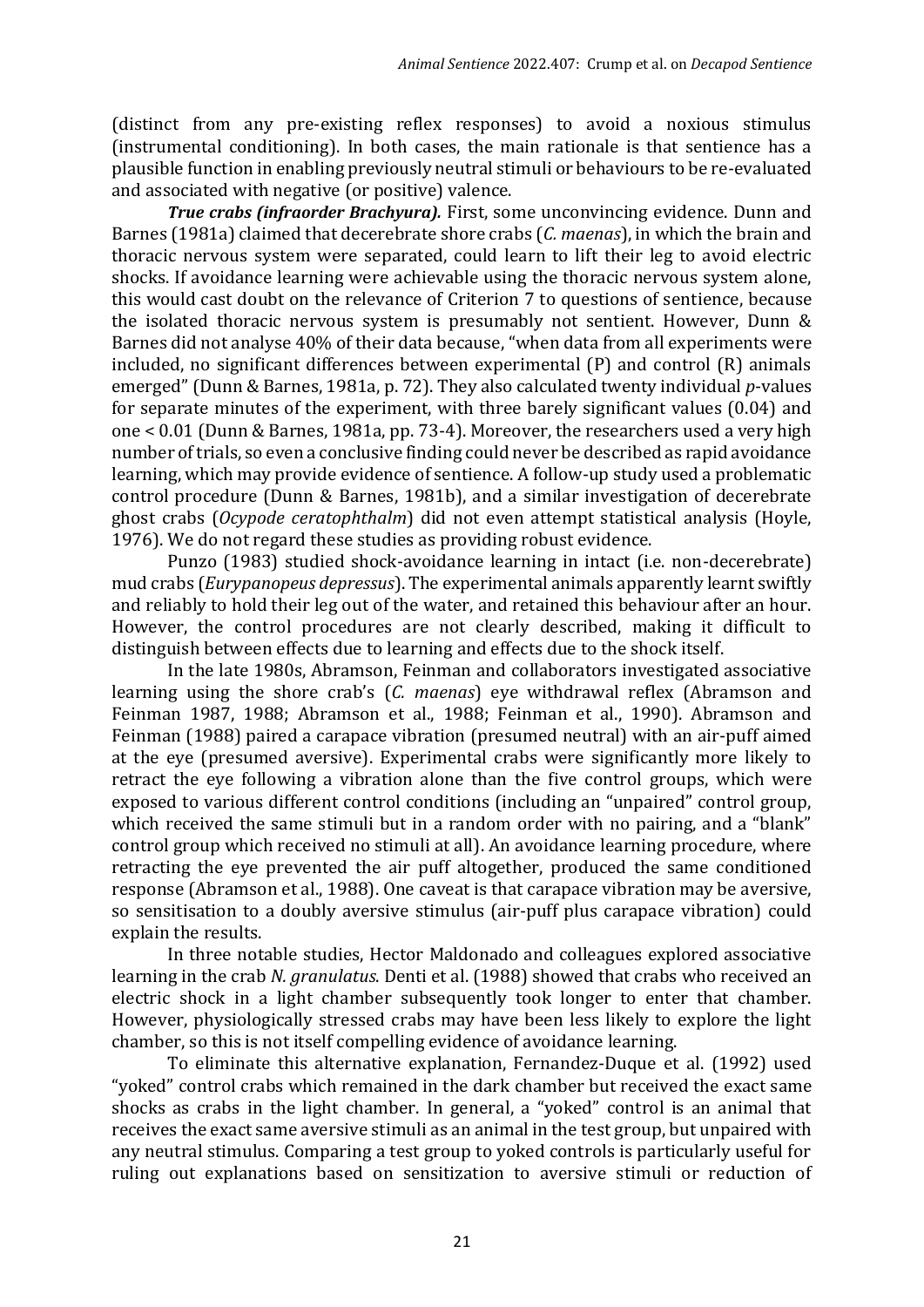(distinct from any pre-existing reflex responses) to avoid a noxious stimulus (instrumental conditioning). In both cases, the main rationale is that sentience has a plausible function in enabling previously neutral stimuli or behaviours to be re-evaluated and associated with negative (or positive) valence.

***True crabs (infraorder Brachyura).*** First, some unconvincing evidence. Dunn and Barnes (1981a) claimed that decerebrate shore crabs (*C. maenas*), in which the brain and thoracic nervous system were separated, could learn to lift their leg to avoid electric shocks. If avoidance learning were achievable using the thoracic nervous system alone, this would cast doubt on the relevance of Criterion 7 to questions of sentience, because the isolated thoracic nervous system is presumably not sentient. However, Dunn & Barnes did not analyse 40% of their data because, "when data from all experiments were included, no significant differences between experimental (P) and control (R) animals emerged" (Dunn & Barnes, 1981a, p. 72). They also calculated twenty individual *p*-values for separate minutes of the experiment, with three barely significant values (0.04) and one < 0.01 (Dunn & Barnes, 1981a, pp. 73-4). Moreover, the researchers used a very high number of trials, so even a conclusive finding could never be described as rapid avoidance learning, which may provide evidence of sentience. A follow-up study used a problematic control procedure (Dunn & Barnes, 1981b), and a similar investigation of decerebrate ghost crabs (*Ocypode ceratophthalm*) did not even attempt statistical analysis (Hoyle, 1976). We do not regard these studies as providing robust evidence.

Punzo (1983) studied shock-avoidance learning in intact (i.e. non-decerebrate) mud crabs (*Eurypanopeus depressus*). The experimental animals apparently learnt swiftly and reliably to hold their leg out of the water, and retained this behaviour after an hour. However, the control procedures are not clearly described, making it difficult to distinguish between effects due to learning and effects due to the shock itself.

In the late 1980s, Abramson, Feinman and collaborators investigated associative learning using the shore crab's (*C. maenas*) eye withdrawal reflex (Abramson and Feinman 1987, 1988; Abramson et al., 1988; Feinman et al., 1990). Abramson and Feinman (1988) paired a carapace vibration (presumed neutral) with an air-puff aimed at the eye (presumed aversive). Experimental crabs were significantly more likely to retract the eye following a vibration alone than the five control groups, which were exposed to various different control conditions (including an "unpaired" control group, which received the same stimuli but in a random order with no pairing, and a "blank" control group which received no stimuli at all). An avoidance learning procedure, where retracting the eye prevented the air puff altogether, produced the same conditioned response (Abramson et al., 1988). One caveat is that carapace vibration may be aversive, so sensitisation to a doubly aversive stimulus (air-puff plus carapace vibration) could explain the results.

In three notable studies, Hector Maldonado and colleagues explored associative learning in the crab *N. granulatus*. Denti et al. (1988) showed that crabs who received an electric shock in a light chamber subsequently took longer to enter that chamber. However, physiologically stressed crabs may have been less likely to explore the light chamber, so this is not itself compelling evidence of avoidance learning.

To eliminate this alternative explanation, Fernandez-Duque et al. (1992) used "yoked" control crabs which remained in the dark chamber but received the exact same shocks as crabs in the light chamber. In general, a "yoked" control is an animal that receives the exact same aversive stimuli as an animal in the test group, but unpaired with any neutral stimulus. Comparing a test group to yoked controls is particularly useful for ruling out explanations based on sensitization to aversive stimuli or reduction of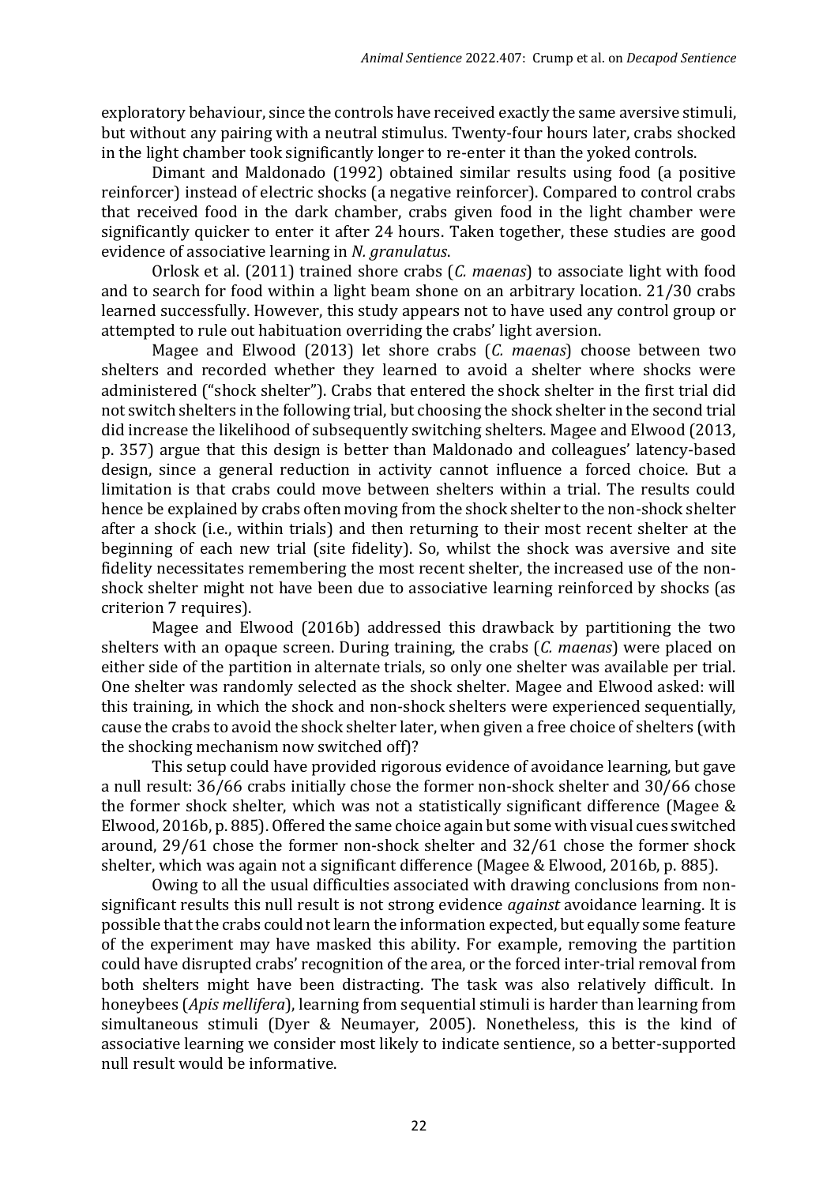exploratory behaviour, since the controls have received exactly the same aversive stimuli, but without any pairing with a neutral stimulus. Twenty-four hours later, crabs shocked in the light chamber took significantly longer to re-enter it than the yoked controls.

Dimant and Maldonado (1992) obtained similar results using food (a positive reinforcer) instead of electric shocks (a negative reinforcer). Compared to control crabs that received food in the dark chamber, crabs given food in the light chamber were significantly quicker to enter it after 24 hours. Taken together, these studies are good evidence of associative learning in *N. granulatus*.

Orlosk et al. (2011) trained shore crabs (*C. maenas*) to associate light with food and to search for food within a light beam shone on an arbitrary location. 21/30 crabs learned successfully. However, this study appears not to have used any control group or attempted to rule out habituation overriding the crabs' light aversion.

Magee and Elwood (2013) let shore crabs (*C. maenas*) choose between two shelters and recorded whether they learned to avoid a shelter where shocks were administered ("shock shelter"). Crabs that entered the shock shelter in the first trial did not switch shelters in the following trial, but choosing the shock shelter in the second trial did increase the likelihood of subsequently switching shelters. Magee and Elwood (2013, p. 357) argue that this design is better than Maldonado and colleagues' latency-based design, since a general reduction in activity cannot influence a forced choice. But a limitation is that crabs could move between shelters within a trial. The results could hence be explained by crabs often moving from the shock shelter to the non-shock shelter after a shock (i.e., within trials) and then returning to their most recent shelter at the beginning of each new trial (site fidelity). So, whilst the shock was aversive and site fidelity necessitates remembering the most recent shelter, the increased use of the non-shock shelter might not have been due to associative learning reinforced by shocks (as criterion 7 requires).

Magee and Elwood (2016b) addressed this drawback by partitioning the two shelters with an opaque screen. During training, the crabs (*C. maenas*) were placed on either side of the partition in alternate trials, so only one shelter was available per trial. One shelter was randomly selected as the shock shelter. Magee and Elwood asked: will this training, in which the shock and non-shock shelters were experienced sequentially, cause the crabs to avoid the shock shelter later, when given a free choice of shelters (with the shocking mechanism now switched off)?

This setup could have provided rigorous evidence of avoidance learning, but gave a null result: 36/66 crabs initially chose the former non-shock shelter and 30/66 chose the former shock shelter, which was not a statistically significant difference (Magee & Elwood, 2016b, p. 885). Offered the same choice again but some with visual cues switched around, 29/61 chose the former non-shock shelter and 32/61 chose the former shock shelter, which was again not a significant difference (Magee & Elwood, 2016b, p. 885).

Owing to all the usual difficulties associated with drawing conclusions from non-significant results this null result is not strong evidence *against* avoidance learning. It is possible that the crabs could not learn the information expected, but equally some feature of the experiment may have masked this ability. For example, removing the partition could have disrupted crabs' recognition of the area, or the forced inter-trial removal from both shelters might have been distracting. The task was also relatively difficult. In honeybees (*Apis mellifera*), learning from sequential stimuli is harder than learning from simultaneous stimuli (Dyer & Neumayer, 2005). Nonetheless, this is the kind of associative learning we consider most likely to indicate sentience, so a better-supported null result would be informative.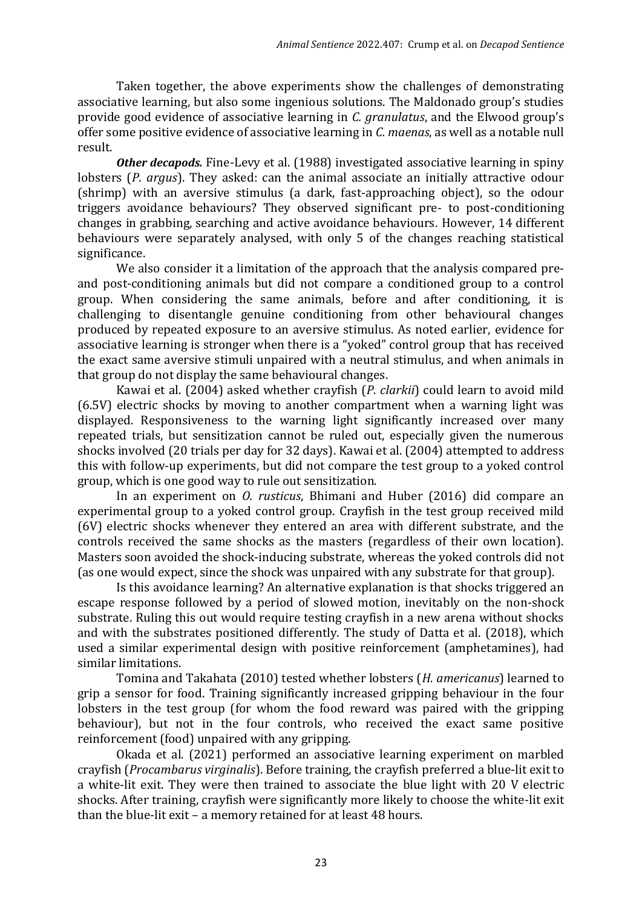Taken together, the above experiments show the challenges of demonstrating associative learning, but also some ingenious solutions. The Maldonado group's studies provide good evidence of associative learning in *C. granulatus*, and the Elwood group's offer some positive evidence of associative learning in *C. maenas*, as well as a notable null result.

***Other decapods.*** Fine-Levy et al. (1988) investigated associative learning in spiny lobsters (*P. argus*). They asked: can the animal associate an initially attractive odour (shrimp) with an aversive stimulus (a dark, fast-approaching object), so the odour triggers avoidance behaviours? They observed significant pre- to post-conditioning changes in grabbing, searching and active avoidance behaviours. However, 14 different behaviours were separately analysed, with only 5 of the changes reaching statistical significance.

We also consider it a limitation of the approach that the analysis compared pre- and post-conditioning animals but did not compare a conditioned group to a control group. When considering the same animals, before and after conditioning, it is challenging to disentangle genuine conditioning from other behavioural changes produced by repeated exposure to an aversive stimulus. As noted earlier, evidence for associative learning is stronger when there is a "yoked" control group that has received the exact same aversive stimuli unpaired with a neutral stimulus, and when animals in that group do not display the same behavioural changes.

Kawai et al. (2004) asked whether crayfish (*P. clarkii*) could learn to avoid mild (6.5V) electric shocks by moving to another compartment when a warning light was displayed. Responsiveness to the warning light significantly increased over many repeated trials, but sensitization cannot be ruled out, especially given the numerous shocks involved (20 trials per day for 32 days). Kawai et al. (2004) attempted to address this with follow-up experiments, but did not compare the test group to a yoked control group, which is one good way to rule out sensitization.

In an experiment on *O. rusticus*, Bhimani and Huber (2016) did compare an experimental group to a yoked control group. Crayfish in the test group received mild (6V) electric shocks whenever they entered an area with different substrate, and the controls received the same shocks as the masters (regardless of their own location). Masters soon avoided the shock-inducing substrate, whereas the yoked controls did not (as one would expect, since the shock was unpaired with any substrate for that group).

Is this avoidance learning? An alternative explanation is that shocks triggered an escape response followed by a period of slowed motion, inevitably on the non-shock substrate. Ruling this out would require testing crayfish in a new arena without shocks and with the substrates positioned differently. The study of Datta et al. (2018), which used a similar experimental design with positive reinforcement (amphetamines), had similar limitations.

Tomina and Takahata (2010) tested whether lobsters (*H. americanus*) learned to grip a sensor for food. Training significantly increased gripping behaviour in the four lobsters in the test group (for whom the food reward was paired with the gripping behaviour), but not in the four controls, who received the exact same positive reinforcement (food) unpaired with any gripping.

Okada et al. (2021) performed an associative learning experiment on marbled crayfish (*Procambarus virginalis*). Before training, the crayfish preferred a blue-lit exit to a white-lit exit. They were then trained to associate the blue light with 20 V electric shocks. After training, crayfish were significantly more likely to choose the white-lit exit than the blue-lit exit – a memory retained for at least 48 hours.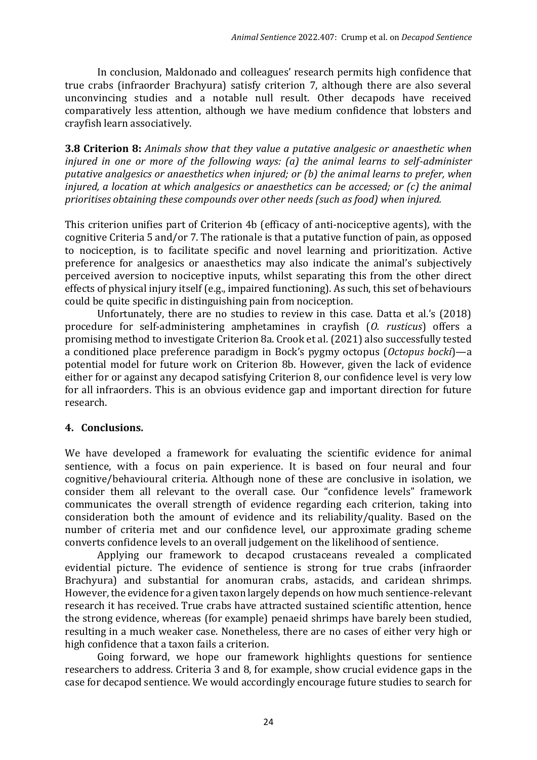In conclusion, Maldonado and colleagues' research permits high confidence that true crabs (infraorder Brachyura) satisfy criterion 7, although there are also several unconvincing studies and a notable null result. Other decapods have received comparatively less attention, although we have medium confidence that lobsters and crayfish learn associatively.

**3.8 Criterion 8:** *Animals show that they value a putative analgesic or anaesthetic when injured in one or more of the following ways: (a) the animal learns to self-administer putative analgesics or anaesthetics when injured; or (b) the animal learns to prefer, when injured, a location at which analgesics or anaesthetics can be accessed; or (c) the animal prioritises obtaining these compounds over other needs (such as food) when injured.*

This criterion unifies part of Criterion 4b (efficacy of anti-nociceptive agents), with the cognitive Criteria 5 and/or 7. The rationale is that a putative function of pain, as opposed to nociception, is to facilitate specific and novel learning and prioritization. Active preference for analgesics or anaesthetics may also indicate the animal's subjectively perceived aversion to nociceptive inputs, whilst separating this from the other direct effects of physical injury itself (e.g., impaired functioning). As such, this set of behaviours could be quite specific in distinguishing pain from nociception.

Unfortunately, there are no studies to review in this case. Datta et al.'s (2018) procedure for self-administering amphetamines in crayfish (*O. rusticus*) offers a promising method to investigate Criterion 8a. Crook et al. (2021) also successfully tested a conditioned place preference paradigm in Bock's pygmy octopus (*Octopus bocki*)—a potential model for future work on Criterion 8b. However, given the lack of evidence either for or against any decapod satisfying Criterion 8, our confidence level is very low for all infraorders. This is an obvious evidence gap and important direction for future research.

## 4. Conclusions.

We have developed a framework for evaluating the scientific evidence for animal sentience, with a focus on pain experience. It is based on four neural and four cognitive/behavioural criteria. Although none of these are conclusive in isolation, we consider them all relevant to the overall case. Our "confidence levels" framework communicates the overall strength of evidence regarding each criterion, taking into consideration both the amount of evidence and its reliability/quality. Based on the number of criteria met and our confidence level, our approximate grading scheme converts confidence levels to an overall judgement on the likelihood of sentience.

Applying our framework to decapod crustaceans revealed a complicated evidential picture. The evidence of sentience is strong for true crabs (infraorder Brachyura) and substantial for anomuran crabs, astacids, and caridean shrimps. However, the evidence for a given taxon largely depends on how much sentience-relevant research it has received. True crabs have attracted sustained scientific attention, hence the strong evidence, whereas (for example) penaeid shrimps have barely been studied, resulting in a much weaker case. Nonetheless, there are no cases of either very high or high confidence that a taxon fails a criterion.

Going forward, we hope our framework highlights questions for sentience researchers to address. Criteria 3 and 8, for example, show crucial evidence gaps in the case for decapod sentience. We would accordingly encourage future studies to search for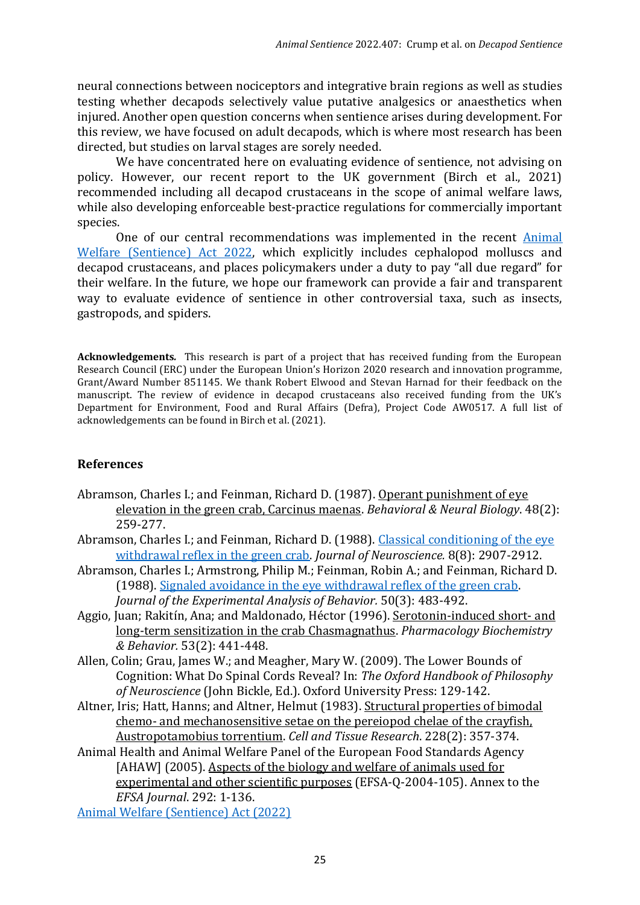neural connections between nociceptors and integrative brain regions as well as studies testing whether decapods selectively value putative analgesics or anaesthetics when injured. Another open question concerns when sentience arises during development. For this review, we have focused on adult decapods, which is where most research has been directed, but studies on larval stages are sorely needed.

We have concentrated here on evaluating evidence of sentience, not advising on policy. However, our recent report to the UK government (Birch et al., 2021) recommended including all decapod crustaceans in the scope of animal welfare laws, while also developing enforceable best-practice regulations for commercially important species.

One of our central recommendations was implemented in the recent Animal Welfare (Sentience) Act 2022, which explicitly includes cephalopod molluscs and decapod crustaceans, and places policymakers under a duty to pay "all due regard" for their welfare. In the future, we hope our framework can provide a fair and transparent way to evaluate evidence of sentience in other controversial taxa, such as insects, gastropods, and spiders.

**Acknowledgements.** This research is part of a project that has received funding from the European Research Council (ERC) under the European Union's Horizon 2020 research and innovation programme, Grant/Award Number 851145. We thank Robert Elwood and Stevan Harnad for their feedback on the manuscript. The review of evidence in decapod crustaceans also received funding from the UK's Department for Environment, Food and Rural Affairs (Defra), Project Code AW0517. A full list of acknowledgements can be found in Birch et al. (2021).

## References

Abramson, Charles I.; and Feinman, Richard D. (1987). Operant punishment of eye elevation in the green crab, Carcinus maenas. *Behavioral & Neural Biology*. 48(2): 259-277.

Abramson, Charles I.; and Feinman, Richard D. (1988). Classical conditioning of the eye withdrawal reflex in the green crab. *Journal of Neuroscience.* 8(8): 2907-2912.

Abramson, Charles I.; Armstrong, Philip M.; Feinman, Robin A.; and Feinman, Richard D. (1988). Signaled avoidance in the eye withdrawal reflex of the green crab. *Journal of the Experimental Analysis of Behavior.* 50(3): 483-492.

Aggio, Juan; Rakitín, Ana; and Maldonado, Héctor (1996). Serotonin-induced short- and long-term sensitization in the crab Chasmagnathus. *Pharmacology Biochemistry & Behavior.* 53(2): 441-448.

Allen, Colin; Grau, James W.; and Meagher, Mary W. (2009). The Lower Bounds of Cognition: What Do Spinal Cords Reveal? In: *The Oxford Handbook of Philosophy of Neuroscience* (John Bickle, Ed.). Oxford University Press: 129-142.

Altner, Iris; Hatt, Hanns; and Altner, Helmut (1983). Structural properties of bimodal chemo- and mechanosensitive setae on the pereiopod chelae of the crayfish, Austropotamobius torrentium. *Cell and Tissue Research*. 228(2): 357-374.

Animal Health and Animal Welfare Panel of the European Food Standards Agency [AHAW] (2005). Aspects of the biology and welfare of animals used for experimental and other scientific purposes (EFSA-Q-2004-105). Annex to the *EFSA Journal*. 292: 1-136.

Animal Welfare (Sentience) Act (2022)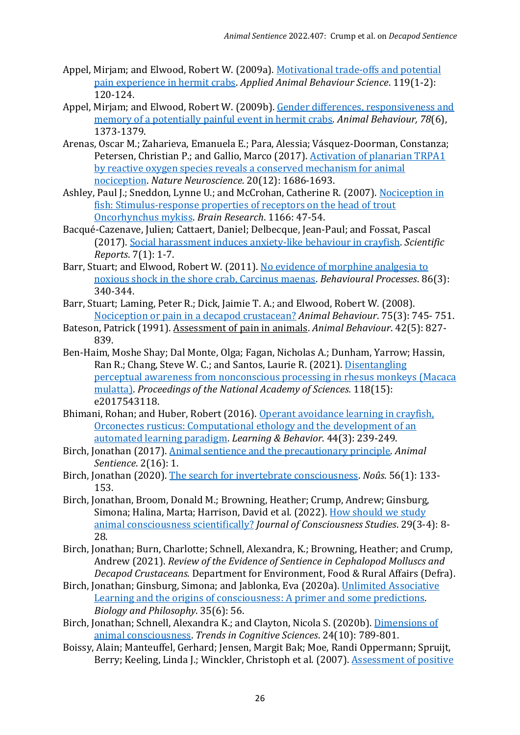Appel, Mirjam; and Elwood, Robert W. (2009a). Motivational trade-offs and potential pain experience in hermit crabs. *Applied Animal Behaviour Science*. 119(1-2): 120-124.

Appel, Mirjam; and Elwood, Robert W. (2009b). Gender differences, responsiveness and memory of a potentially painful event in hermit crabs. *Animal Behaviour, 78*(6), 1373-1379.

Arenas, Oscar M.; Zaharieva, Emanuela E.; Para, Alessia; Vásquez-Doorman, Constanza; Petersen, Christian P.; and Gallio, Marco (2017). Activation of planarian TRPA1 by reactive oxygen species reveals a conserved mechanism for animal nociception. *Nature Neuroscience.* 20(12): 1686-1693.

Ashley, Paul J.; Sneddon, Lynne U.; and McCrohan, Catherine R. (2007). Nociception in fish: Stimulus-response properties of receptors on the head of trout Oncorhynchus mykiss. *Brain Research*. 1166: 47-54.

Bacqué-Cazenave, Julien; Cattaert, Daniel; Delbecque, Jean-Paul; and Fossat, Pascal (2017). Social harassment induces anxiety-like behaviour in crayfish. *Scientific Reports*. 7(1): 1-7.

Barr, Stuart; and Elwood, Robert W. (2011). No evidence of morphine analgesia to noxious shock in the shore crab, Carcinus maenas. *Behavioural Processes*. 86(3): 340-344.

Barr, Stuart; Laming, Peter R.; Dick, Jaimie T. A.; and Elwood, Robert W. (2008). Nociception or pain in a decapod crustacean? *Animal Behaviour*. 75(3): 745- 751.

Bateson, Patrick (1991). Assessment of pain in animals. *Animal Behaviour*. 42(5): 827-839.

Ben-Haim, Moshe Shay; Dal Monte, Olga; Fagan, Nicholas A.; Dunham, Yarrow; Hassin, Ran R.; Chang, Steve W. C.; and Santos, Laurie R. (2021). Disentangling perceptual awareness from nonconscious processing in rhesus monkeys (Macaca mulatta). *Proceedings of the National Academy of Sciences.* 118(15): e2017543118.

Bhimani, Rohan; and Huber, Robert (2016). Operant avoidance learning in crayfish, Orconectes rusticus: Computational ethology and the development of an automated learning paradigm. *Learning & Behavior.* 44(3): 239-249.

Birch, Jonathan (2017). Animal sentience and the precautionary principle. *Animal Sentience*. 2(16): 1.

Birch, Jonathan (2020). The search for invertebrate consciousness. *Noûs*. 56(1): 133-153.

Birch, Jonathan, Broom, Donald M.; Browning, Heather; Crump, Andrew; Ginsburg, Simona; Halina, Marta; Harrison, David et al. (2022). How should we study animal consciousness scientifically? *Journal of Consciousness Studies*. 29(3-4): 8-28.

Birch, Jonathan; Burn, Charlotte; Schnell, Alexandra, K.; Browning, Heather; and Crump, Andrew (2021). *Review of the Evidence of Sentience in Cephalopod Molluscs and Decapod Crustaceans*. Department for Environment, Food & Rural Affairs (Defra).

Birch, Jonathan; Ginsburg, Simona; and Jablonka, Eva (2020a). Unlimited Associative Learning and the origins of consciousness: A primer and some predictions. *Biology and Philosophy*. 35(6): 56.

Birch, Jonathan; Schnell, Alexandra K.; and Clayton, Nicola S. (2020b). Dimensions of animal consciousness. *Trends in Cognitive Sciences*. 24(10): 789-801.

Boissy, Alain; Manteuffel, Gerhard; Jensen, Margit Bak; Moe, Randi Oppermann; Spruijt, Berry; Keeling, Linda J.; Winckler, Christoph et al. (2007). Assessment of positive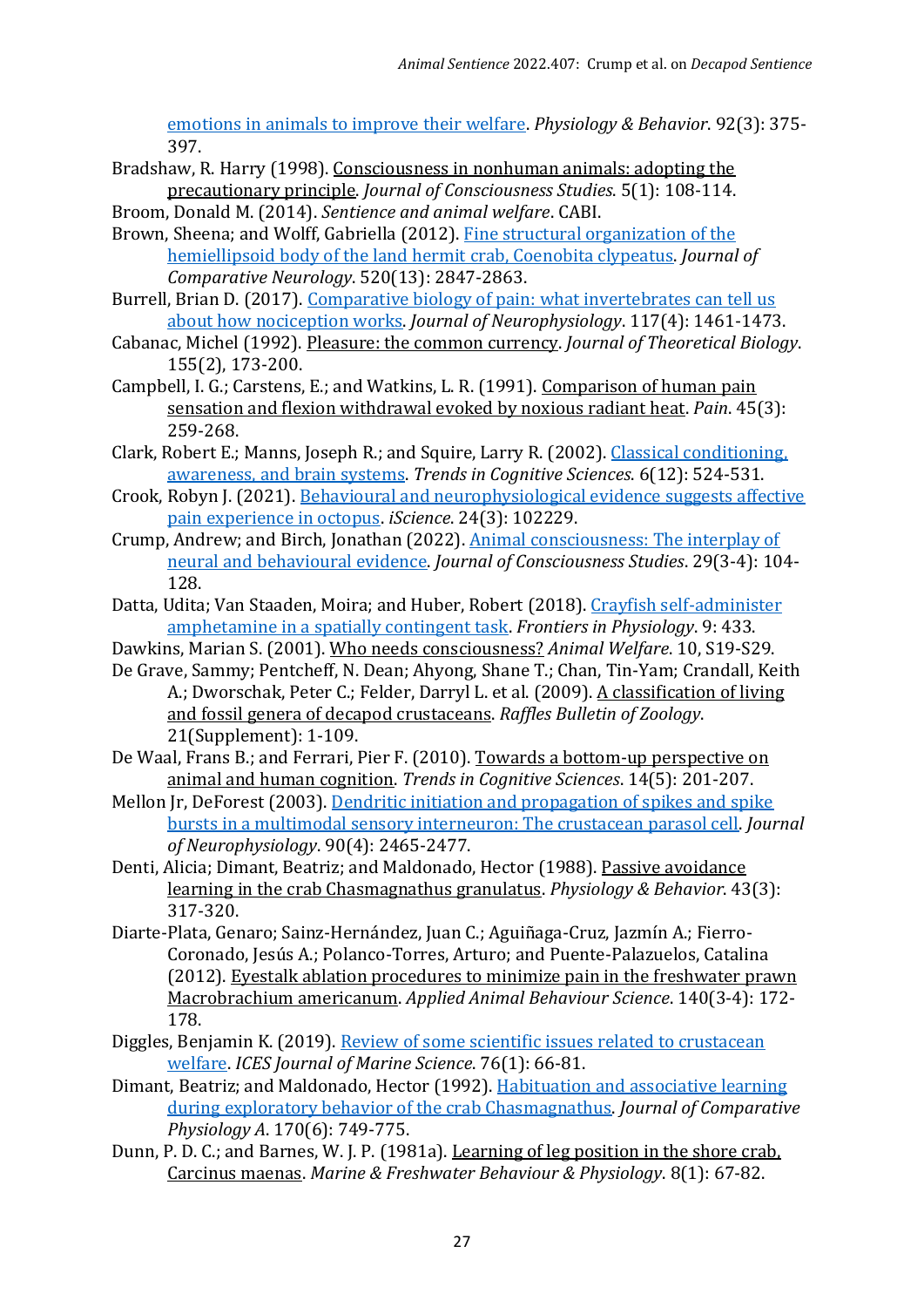emotions in animals to improve their welfare. *Physiology & Behavior*. 92(3): 375-397.

Bradshaw, R. Harry (1998). Consciousness in nonhuman animals: adopting the precautionary principle. *Journal of Consciousness Studies*. 5(1): 108-114.

Broom, Donald M. (2014). *Sentience and animal welfare*. CABI.

Brown, Sheena; and Wolff, Gabriella (2012). Fine structural organization of the hemiellipsoid body of the land hermit crab, Coenobita clypeatus. *Journal of Comparative Neurology*. 520(13): 2847-2863.

Burrell, Brian D. (2017). Comparative biology of pain: what invertebrates can tell us about how nociception works. *Journal of Neurophysiology*. 117(4): 1461-1473.

Cabanac, Michel (1992). Pleasure: the common currency. *Journal of Theoretical Biology*. 155(2), 173-200.

Campbell, I. G.; Carstens, E.; and Watkins, L. R. (1991). Comparison of human pain sensation and flexion withdrawal evoked by noxious radiant heat. *Pain*. 45(3): 259-268.

Clark, Robert E.; Manns, Joseph R.; and Squire, Larry R. (2002). Classical conditioning, awareness, and brain systems. *Trends in Cognitive Sciences*. 6(12): 524-531.

Crook, Robyn J. (2021). Behavioural and neurophysiological evidence suggests affective pain experience in octopus. *iScience*. 24(3): 102229.

Crump, Andrew; and Birch, Jonathan (2022). Animal consciousness: The interplay of neural and behavioural evidence. *Journal of Consciousness Studies*. 29(3-4): 104-128.

Datta, Udita; Van Staaden, Moira; and Huber, Robert (2018). Crayfish self-administer amphetamine in a spatially contingent task. *Frontiers in Physiology*. 9: 433.

Dawkins, Marian S. (2001). Who needs consciousness? *Animal Welfare*. 10, S19-S29.

De Grave, Sammy; Pentcheff, N. Dean; Ahyong, Shane T.; Chan, Tin-Yam; Crandall, Keith A.; Dworschak, Peter C.; Felder, Darryl L. et al. (2009). A classification of living and fossil genera of decapod crustaceans. *Raffles Bulletin of Zoology*. 21(Supplement): 1-109.

De Waal, Frans B.; and Ferrari, Pier F. (2010). Towards a bottom-up perspective on animal and human cognition. *Trends in Cognitive Sciences*. 14(5): 201-207.

Mellon Jr, DeForest (2003). Dendritic initiation and propagation of spikes and spike bursts in a multimodal sensory interneuron: The crustacean parasol cell. *Journal of Neurophysiology*. 90(4): 2465-2477.

Denti, Alicia; Dimant, Beatriz; and Maldonado, Hector (1988). Passive avoidance learning in the crab Chasmagnathus granulatus. *Physiology & Behavior*. 43(3): 317-320.

Diarte-Plata, Genaro; Sainz-Hernández, Juan C.; Aguiñaga-Cruz, Jazmín A.; Fierro-Coronado, Jesús A.; Polanco-Torres, Arturo; and Puente-Palazuelos, Catalina (2012). Eyestalk ablation procedures to minimize pain in the freshwater prawn Macrobrachium americanum. *Applied Animal Behaviour Science*. 140(3-4): 172-178.

Diggles, Benjamin K. (2019). Review of some scientific issues related to crustacean welfare. *ICES Journal of Marine Science*. 76(1): 66-81.

Dimant, Beatriz; and Maldonado, Hector (1992). Habituation and associative learning during exploratory behavior of the crab Chasmagnathus. *Journal of Comparative Physiology A*. 170(6): 749-775.

Dunn, P. D. C.; and Barnes, W. J. P. (1981a). Learning of leg position in the shore crab, Carcinus maenas. *Marine & Freshwater Behaviour & Physiology*. 8(1): 67-82.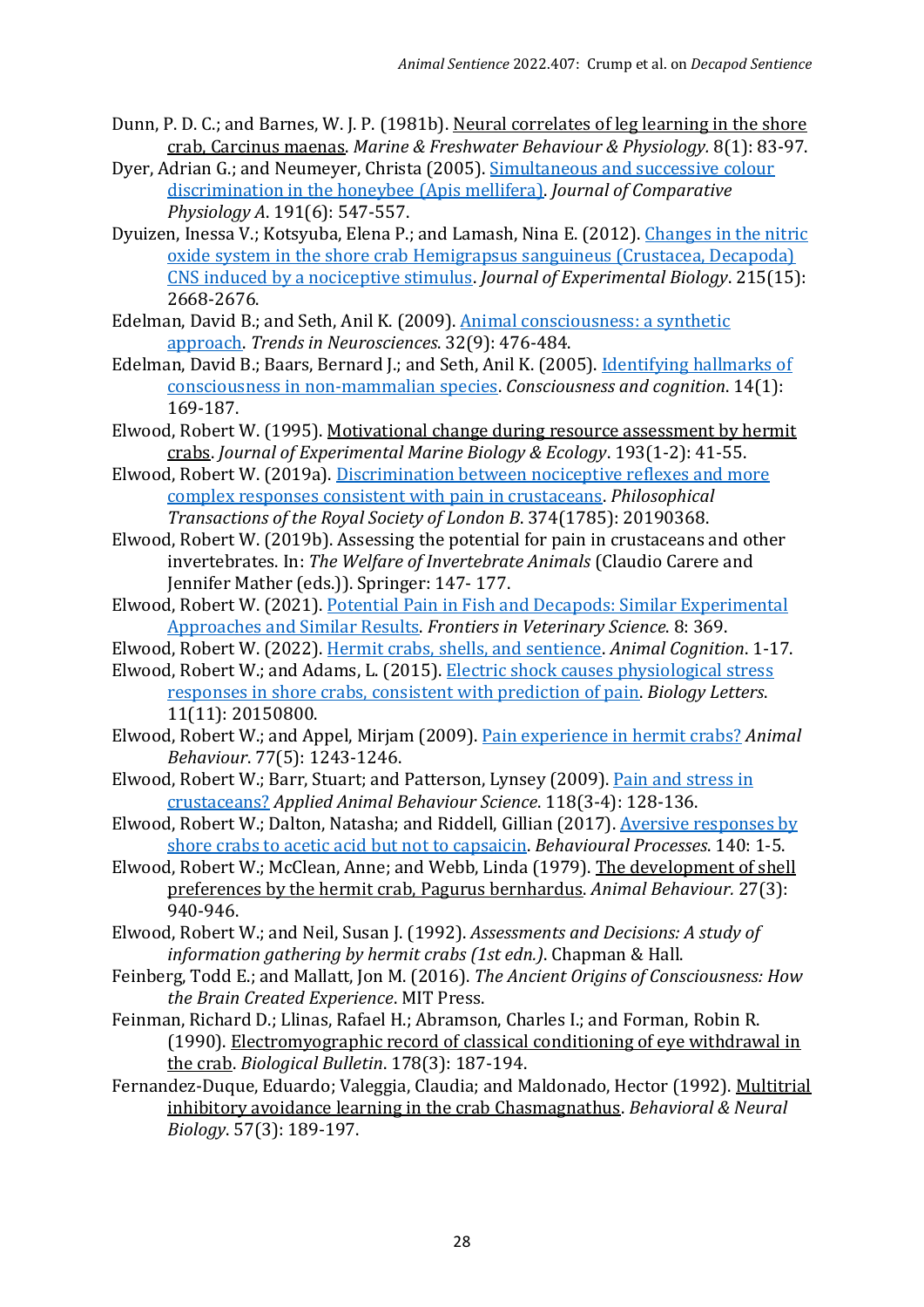Dunn, P. D. C.; and Barnes, W. J. P. (1981b). Neural correlates of leg learning in the shore crab, Carcinus maenas. *Marine & Freshwater Behaviour & Physiology.* 8(1): 83-97.

Dyer, Adrian G.; and Neumeyer, Christa (2005). Simultaneous and successive colour discrimination in the honeybee (Apis mellifera). *Journal of Comparative Physiology A*. 191(6): 547-557.

Dyuizen, Inessa V.; Kotsyuba, Elena P.; and Lamash, Nina E. (2012). Changes in the nitric oxide system in the shore crab Hemigrapsus sanguineus (Crustacea, Decapoda) CNS induced by a nociceptive stimulus. *Journal of Experimental Biology*. 215(15): 2668-2676.

Edelman, David B.; and Seth, Anil K. (2009). Animal consciousness: a synthetic approach. *Trends in Neurosciences*. 32(9): 476-484.

Edelman, David B.; Baars, Bernard J.; and Seth, Anil K. (2005). Identifying hallmarks of consciousness in non-mammalian species. *Consciousness and cognition*. 14(1): 169-187.

Elwood, Robert W. (1995). Motivational change during resource assessment by hermit crabs. *Journal of Experimental Marine Biology & Ecology*. 193(1-2): 41-55.

Elwood, Robert W. (2019a). Discrimination between nociceptive reflexes and more complex responses consistent with pain in crustaceans. *Philosophical Transactions of the Royal Society of London B*. 374(1785): 20190368.

Elwood, Robert W. (2019b). Assessing the potential for pain in crustaceans and other invertebrates. In: *The Welfare of Invertebrate Animals* (Claudio Carere and Jennifer Mather (eds.)). Springer: 147- 177.

Elwood, Robert W. (2021). Potential Pain in Fish and Decapods: Similar Experimental Approaches and Similar Results. *Frontiers in Veterinary Science*. 8: 369.

Elwood, Robert W. (2022). Hermit crabs, shells, and sentience. *Animal Cognition*. 1-17.

Elwood, Robert W.; and Adams, L. (2015). Electric shock causes physiological stress responses in shore crabs, consistent with prediction of pain. *Biology Letters*. 11(11): 20150800.

Elwood, Robert W.; and Appel, Mirjam (2009). Pain experience in hermit crabs? *Animal Behaviour*. 77(5): 1243-1246.

Elwood, Robert W.; Barr, Stuart; and Patterson, Lynsey (2009). Pain and stress in crustaceans? *Applied Animal Behaviour Science*. 118(3-4): 128-136.

Elwood, Robert W.; Dalton, Natasha; and Riddell, Gillian (2017). Aversive responses by shore crabs to acetic acid but not to capsaicin. *Behavioural Processes*. 140: 1-5.

Elwood, Robert W.; McClean, Anne; and Webb, Linda (1979). The development of shell preferences by the hermit crab, Pagurus bernhardus. *Animal Behaviour.* 27(3): 940-946.

Elwood, Robert W.; and Neil, Susan J. (1992). *Assessments and Decisions: A study of information gathering by hermit crabs (1st edn.)*. Chapman & Hall.

Feinberg, Todd E.; and Mallatt, Jon M. (2016). *The Ancient Origins of Consciousness: How the Brain Created Experience*. MIT Press.

Feinman, Richard D.; Llinas, Rafael H.; Abramson, Charles I.; and Forman, Robin R. (1990). Electromyographic record of classical conditioning of eye withdrawal in the crab. *Biological Bulletin*. 178(3): 187-194.

Fernandez-Duque, Eduardo; Valeggia, Claudia; and Maldonado, Hector (1992). Multitrial inhibitory avoidance learning in the crab Chasmagnathus. *Behavioral & Neural Biology*. 57(3): 189-197.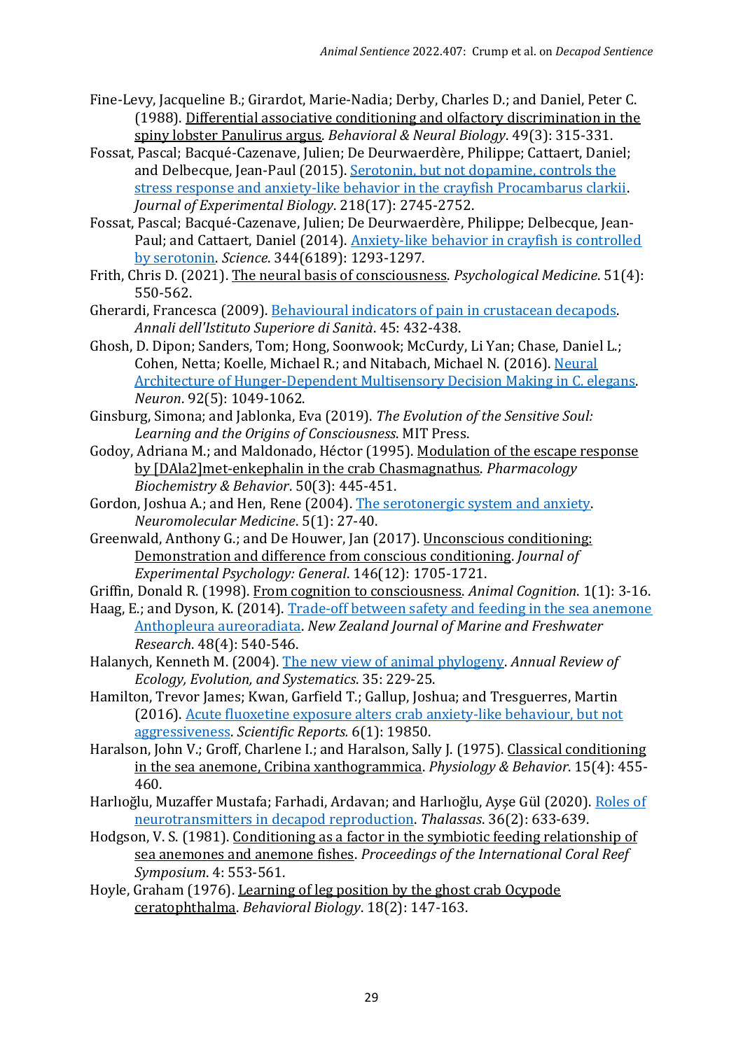Fine-Levy, Jacqueline B.; Girardot, Marie-Nadia; Derby, Charles D.; and Daniel, Peter C. (1988). Differential associative conditioning and olfactory discrimination in the spiny lobster Panulirus argus. *Behavioral & Neural Biology*. 49(3): 315-331.

Fossat, Pascal; Bacqué-Cazenave, Julien; De Deurwaerdère, Philippe; Cattaert, Daniel; and Delbecque, Jean-Paul (2015). Serotonin, but not dopamine, controls the stress response and anxiety-like behavior in the crayfish Procambarus clarkii. *Journal of Experimental Biology*. 218(17): 2745-2752.

Fossat, Pascal; Bacqué-Cazenave, Julien; De Deurwaerdère, Philippe; Delbecque, Jean-Paul; and Cattaert, Daniel (2014). Anxiety-like behavior in crayfish is controlled by serotonin. *Science*. 344(6189): 1293-1297.

Frith, Chris D. (2021). The neural basis of consciousness. *Psychological Medicine*. 51(4): 550-562.

Gherardi, Francesca (2009). Behavioural indicators of pain in crustacean decapods. *Annali dell'Istituto Superiore di Sanità*. 45: 432-438.

Ghosh, D. Dipon; Sanders, Tom; Hong, Soonwook; McCurdy, Li Yan; Chase, Daniel L.; Cohen, Netta; Koelle, Michael R.; and Nitabach, Michael N. (2016). Neural Architecture of Hunger-Dependent Multisensory Decision Making in C. elegans. *Neuron*. 92(5): 1049-1062.

Ginsburg, Simona; and Jablonka, Eva (2019). *The Evolution of the Sensitive Soul: Learning and the Origins of Consciousness*. MIT Press.

Godoy, Adriana M.; and Maldonado, Héctor (1995). Modulation of the escape response by [DAla2]met-enkephalin in the crab Chasmagnathus. *Pharmacology Biochemistry & Behavior*. 50(3): 445-451.

Gordon, Joshua A.; and Hen, Rene (2004). The serotonergic system and anxiety. *Neuromolecular Medicine*. 5(1): 27-40.

Greenwald, Anthony G.; and De Houwer, Jan (2017). Unconscious conditioning: Demonstration and difference from conscious conditioning. *Journal of Experimental Psychology: General*. 146(12): 1705-1721.

Griffin, Donald R. (1998). From cognition to consciousness. *Animal Cognition*. 1(1): 3-16.

Haag, E.; and Dyson, K. (2014). Trade-off between safety and feeding in the sea anemone Anthopleura aureoradiata. *New Zealand Journal of Marine and Freshwater Research*. 48(4): 540-546.

Halanych, Kenneth M. (2004). The new view of animal phylogeny. *Annual Review of Ecology, Evolution, and Systematics*. 35: 229-25.

Hamilton, Trevor James; Kwan, Garfield T.; Gallup, Joshua; and Tresguerres, Martin (2016). Acute fluoxetine exposure alters crab anxiety-like behaviour, but not aggressiveness. *Scientific Reports.* 6(1): 19850.

Haralson, John V.; Groff, Charlene I.; and Haralson, Sally J. (1975). Classical conditioning in the sea anemone, Cribina xanthogrammica. *Physiology & Behavior*. 15(4): 455-460.

Harlıoğlu, Muzaffer Mustafa; Farhadi, Ardavan; and Harlıoğlu, Ayşe Gül (2020). Roles of neurotransmitters in decapod reproduction. *Thalassas*. 36(2): 633-639.

Hodgson, V. S. (1981). Conditioning as a factor in the symbiotic feeding relationship of sea anemones and anemone fishes. *Proceedings of the International Coral Reef Symposium*. 4: 553-561.

Hoyle, Graham (1976). Learning of leg position by the ghost crab Ocypode ceratophthalma. *Behavioral Biology*. 18(2): 147-163.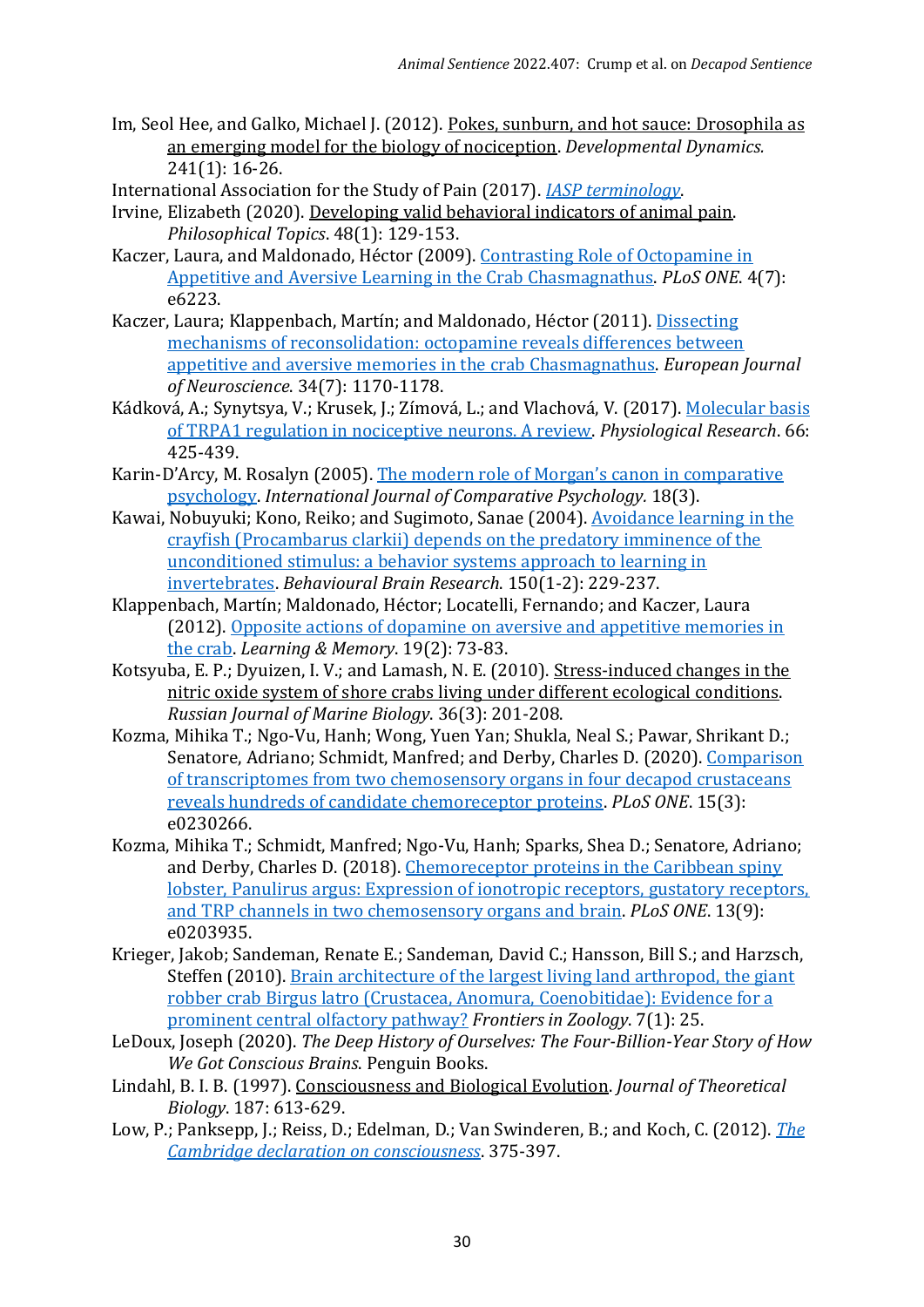Im, Seol Hee, and Galko, Michael J. (2012). Pokes, sunburn, and hot sauce: Drosophila as an emerging model for the biology of nociception. *Developmental Dynamics.* 241(1): 16-26.

International Association for the Study of Pain (2017). *IASP terminology*.

Irvine, Elizabeth (2020). Developing valid behavioral indicators of animal pain. *Philosophical Topics*. 48(1): 129-153.

Kaczer, Laura, and Maldonado, Héctor (2009). Contrasting Role of Octopamine in Appetitive and Aversive Learning in the Crab Chasmagnathus. *PLoS ONE*. 4(7): e6223.

Kaczer, Laura; Klappenbach, Martín; and Maldonado, Héctor (2011). Dissecting mechanisms of reconsolidation: octopamine reveals differences between appetitive and aversive memories in the crab Chasmagnathus. *European Journal of Neuroscience*. 34(7): 1170-1178.

Kádková, A.; Synytsya, V.; Krusek, J.; Zímová, L.; and Vlachová, V. (2017). Molecular basis of TRPA1 regulation in nociceptive neurons. A review. *Physiological Research*. 66: 425-439.

Karin-D'Arcy, M. Rosalyn (2005). The modern role of Morgan's canon in comparative psychology. *International Journal of Comparative Psychology.* 18(3).

Kawai, Nobuyuki; Kono, Reiko; and Sugimoto, Sanae (2004). Avoidance learning in the crayfish (Procambarus clarkii) depends on the predatory imminence of the unconditioned stimulus: a behavior systems approach to learning in invertebrates. *Behavioural Brain Research*. 150(1-2): 229-237.

Klappenbach, Martín; Maldonado, Héctor; Locatelli, Fernando; and Kaczer, Laura (2012). Opposite actions of dopamine on aversive and appetitive memories in the crab. *Learning & Memory*. 19(2): 73-83.

Kotsyuba, E. P.; Dyuizen, I. V.; and Lamash, N. E. (2010). Stress-induced changes in the nitric oxide system of shore crabs living under different ecological conditions. *Russian Journal of Marine Biology*. 36(3): 201-208.

Kozma, Mihika T.; Ngo-Vu, Hanh; Wong, Yuen Yan; Shukla, Neal S.; Pawar, Shrikant D.; Senatore, Adriano; Schmidt, Manfred; and Derby, Charles D. (2020). Comparison of transcriptomes from two chemosensory organs in four decapod crustaceans reveals hundreds of candidate chemoreceptor proteins. *PLoS ONE*. 15(3): e0230266.

Kozma, Mihika T.; Schmidt, Manfred; Ngo-Vu, Hanh; Sparks, Shea D.; Senatore, Adriano; and Derby, Charles D. (2018). Chemoreceptor proteins in the Caribbean spiny lobster, Panulirus argus: Expression of ionotropic receptors, gustatory receptors, and TRP channels in two chemosensory organs and brain. *PLoS ONE*. 13(9): e0203935.

Krieger, Jakob; Sandeman, Renate E.; Sandeman, David C.; Hansson, Bill S.; and Harzsch, Steffen (2010). Brain architecture of the largest living land arthropod, the giant robber crab Birgus latro (Crustacea, Anomura, Coenobitidae): Evidence for a prominent central olfactory pathway? *Frontiers in Zoology*. 7(1): 25.

LeDoux, Joseph (2020). *The Deep History of Ourselves: The Four-Billion-Year Story of How We Got Conscious Brains*. Penguin Books.

Lindahl, B. I. B. (1997). Consciousness and Biological Evolution. *Journal of Theoretical Biology*. 187: 613-629.

Low, P.; Panksepp, J.; Reiss, D.; Edelman, D.; Van Swinderen, B.; and Koch, C. (2012). *The Cambridge declaration on consciousness*. 375-397.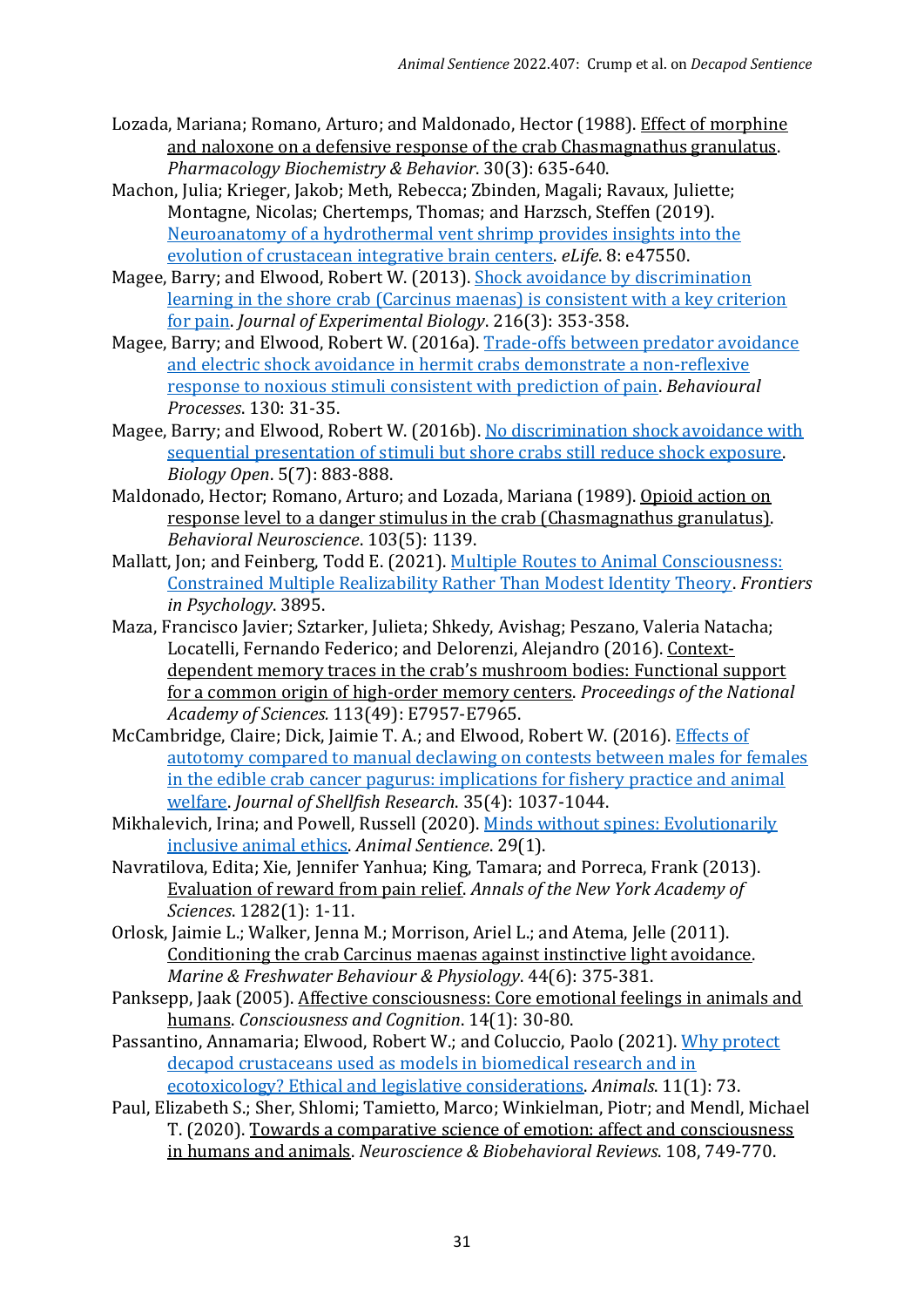Lozada, Mariana; Romano, Arturo; and Maldonado, Hector (1988). Effect of morphine and naloxone on a defensive response of the crab Chasmagnathus granulatus. *Pharmacology Biochemistry & Behavior*. 30(3): 635-640.

Machon, Julia; Krieger, Jakob; Meth, Rebecca; Zbinden, Magali; Ravaux, Juliette; Montagne, Nicolas; Chertemps, Thomas; and Harzsch, Steffen (2019). Neuroanatomy of a hydrothermal vent shrimp provides insights into the evolution of crustacean integrative brain centers. *eLife*. 8: e47550.

Magee, Barry; and Elwood, Robert W. (2013). Shock avoidance by discrimination learning in the shore crab (Carcinus maenas) is consistent with a key criterion for pain. *Journal of Experimental Biology*. 216(3): 353-358.

Magee, Barry; and Elwood, Robert W. (2016a). Trade-offs between predator avoidance and electric shock avoidance in hermit crabs demonstrate a non-reflexive response to noxious stimuli consistent with prediction of pain. *Behavioural Processes*. 130: 31-35.

Magee, Barry; and Elwood, Robert W. (2016b). No discrimination shock avoidance with sequential presentation of stimuli but shore crabs still reduce shock exposure. *Biology Open*. 5(7): 883-888.

Maldonado, Hector; Romano, Arturo; and Lozada, Mariana (1989). Opioid action on response level to a danger stimulus in the crab (Chasmagnathus granulatus). *Behavioral Neuroscience*. 103(5): 1139.

Mallatt, Jon; and Feinberg, Todd E. (2021). Multiple Routes to Animal Consciousness: Constrained Multiple Realizability Rather Than Modest Identity Theory. *Frontiers in Psychology*. 3895.

Maza, Francisco Javier; Sztarker, Julieta; Shkedy, Avishag; Peszano, Valeria Natacha; Locatelli, Fernando Federico; and Delorenzi, Alejandro (2016). Context-dependent memory traces in the crab's mushroom bodies: Functional support for a common origin of high-order memory centers. *Proceedings of the National Academy of Sciences*. 113(49): E7957-E7965.

McCambridge, Claire; Dick, Jaimie T. A.; and Elwood, Robert W. (2016). Effects of autotomy compared to manual declawing on contests between males for females in the edible crab cancer pagurus: implications for fishery practice and animal welfare. *Journal of Shellfish Research*. 35(4): 1037-1044.

Mikhalevich, Irina; and Powell, Russell (2020). Minds without spines: Evolutionarily inclusive animal ethics. *Animal Sentience*. 29(1).

Navratilova, Edita; Xie, Jennifer Yanhua; King, Tamara; and Porreca, Frank (2013). Evaluation of reward from pain relief. *Annals of the New York Academy of Sciences*. 1282(1): 1-11.

Orlosk, Jaimie L.; Walker, Jenna M.; Morrison, Ariel L.; and Atema, Jelle (2011). Conditioning the crab Carcinus maenas against instinctive light avoidance. *Marine & Freshwater Behaviour & Physiology*. 44(6): 375-381.

Panksepp, Jaak (2005). Affective consciousness: Core emotional feelings in animals and humans. *Consciousness and Cognition*. 14(1): 30-80.

Passantino, Annamaria; Elwood, Robert W.; and Coluccio, Paolo (2021). Why protect decapod crustaceans used as models in biomedical research and in ecotoxicology? Ethical and legislative considerations. *Animals*. 11(1): 73.

Paul, Elizabeth S.; Sher, Shlomi; Tamietto, Marco; Winkielman, Piotr; and Mendl, Michael T. (2020). Towards a comparative science of emotion: affect and consciousness in humans and animals. *Neuroscience & Biobehavioral Reviews*. 108, 749-770.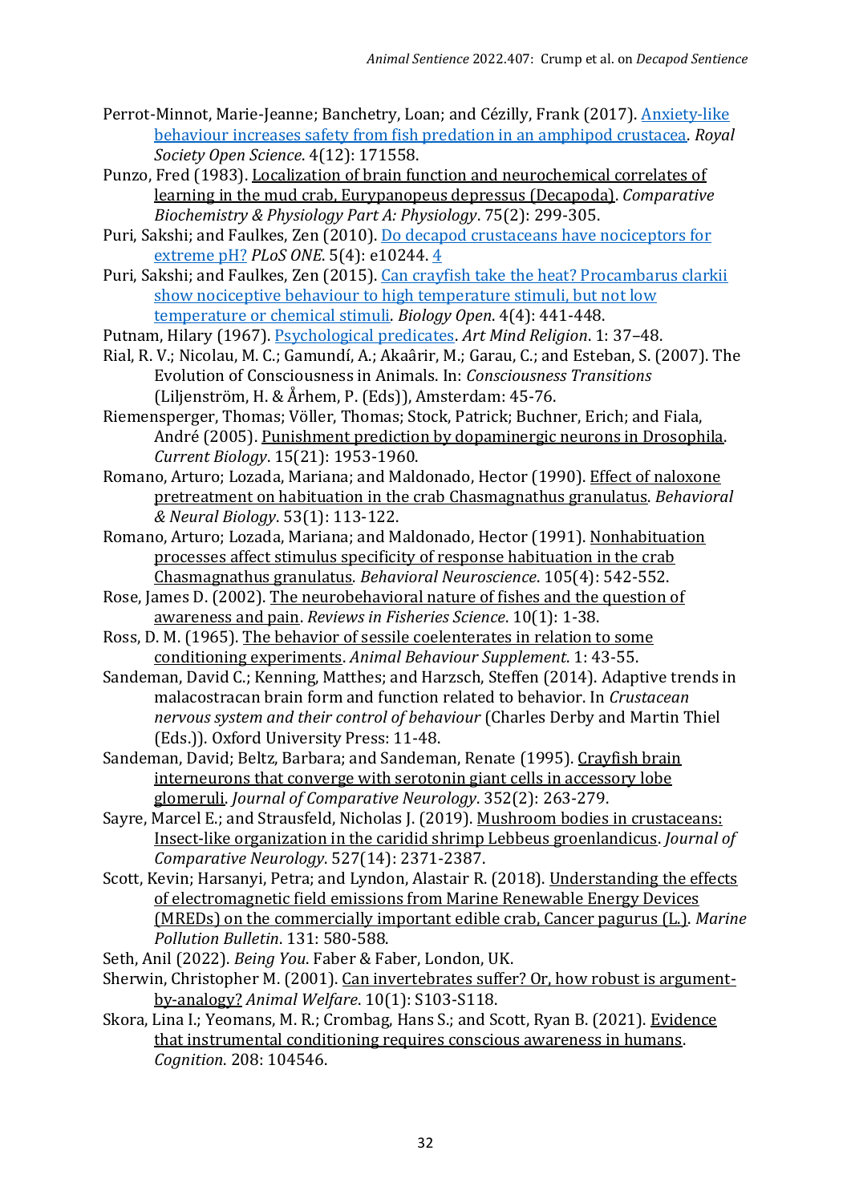Perrot-Minnot, Marie-Jeanne; Banchetry, Loan; and Cézilly, Frank (2017). Anxiety-like behaviour increases safety from fish predation in an amphipod crustacea. *Royal Society Open Science*. 4(12): 171558.

Punzo, Fred (1983). Localization of brain function and neurochemical correlates of learning in the mud crab, Eurypanopeus depressus (Decapoda). *Comparative Biochemistry & Physiology Part A: Physiology*. 75(2): 299-305.

Puri, Sakshi; and Faulkes, Zen (2010). Do decapod crustaceans have nociceptors for extreme pH? *PLoS ONE*. 5(4): e10244. 4

Puri, Sakshi; and Faulkes, Zen (2015). Can crayfish take the heat? Procambarus clarkii show nociceptive behaviour to high temperature stimuli, but not low temperature or chemical stimuli. *Biology Open*. 4(4): 441-448.

Putnam, Hilary (1967). Psychological predicates. *Art Mind Religion*. 1: 37–48.

Rial, R. V.; Nicolau, M. C.; Gamundí, A.; Akaârir, M.; Garau, C.; and Esteban, S. (2007). The Evolution of Consciousness in Animals. In: *Consciousness Transitions* (Liljenström, H. & Århem, P. (Eds)), Amsterdam: 45-76.

Riemensperger, Thomas; Völler, Thomas; Stock, Patrick; Buchner, Erich; and Fiala, André (2005). Punishment prediction by dopaminergic neurons in Drosophila. *Current Biology*. 15(21): 1953-1960.

Romano, Arturo; Lozada, Mariana; and Maldonado, Hector (1990). Effect of naloxone pretreatment on habituation in the crab Chasmagnathus granulatus. *Behavioral & Neural Biology*. 53(1): 113-122.

Romano, Arturo; Lozada, Mariana; and Maldonado, Hector (1991). Nonhabituation processes affect stimulus specificity of response habituation in the crab Chasmagnathus granulatus. *Behavioral Neuroscience*. 105(4): 542-552.

Rose, James D. (2002). The neurobehavioral nature of fishes and the question of awareness and pain. *Reviews in Fisheries Science*. 10(1): 1-38.

Ross, D. M. (1965). The behavior of sessile coelenterates in relation to some conditioning experiments. *Animal Behaviour Supplement*. 1: 43-55.

Sandeman, David C.; Kenning, Matthes; and Harzsch, Steffen (2014). Adaptive trends in malacostracan brain form and function related to behavior. In *Crustacean nervous system and their control of behaviour* (Charles Derby and Martin Thiel (Eds.)). Oxford University Press: 11-48.

Sandeman, David; Beltz, Barbara; and Sandeman, Renate (1995). Crayfish brain interneurons that converge with serotonin giant cells in accessory lobe glomeruli. *Journal of Comparative Neurology*. 352(2): 263-279.

Sayre, Marcel E.; and Strausfeld, Nicholas J. (2019). Mushroom bodies in crustaceans: Insect-like organization in the caridid shrimp Lebbeus groenlandicus. *Journal of Comparative Neurology*. 527(14): 2371-2387.

Scott, Kevin; Harsanyi, Petra; and Lyndon, Alastair R. (2018). Understanding the effects of electromagnetic field emissions from Marine Renewable Energy Devices (MREDs) on the commercially important edible crab, Cancer pagurus (L.). *Marine Pollution Bulletin*. 131: 580-588.

Seth, Anil (2022). *Being You*. Faber & Faber, London, UK.

Sherwin, Christopher M. (2001). Can invertebrates suffer? Or, how robust is argument-by-analogy? *Animal Welfare*. 10(1): S103-S118.

Skora, Lina I.; Yeomans, M. R.; Crombag, Hans S.; and Scott, Ryan B. (2021). Evidence that instrumental conditioning requires conscious awareness in humans. *Cognition*. 208: 104546.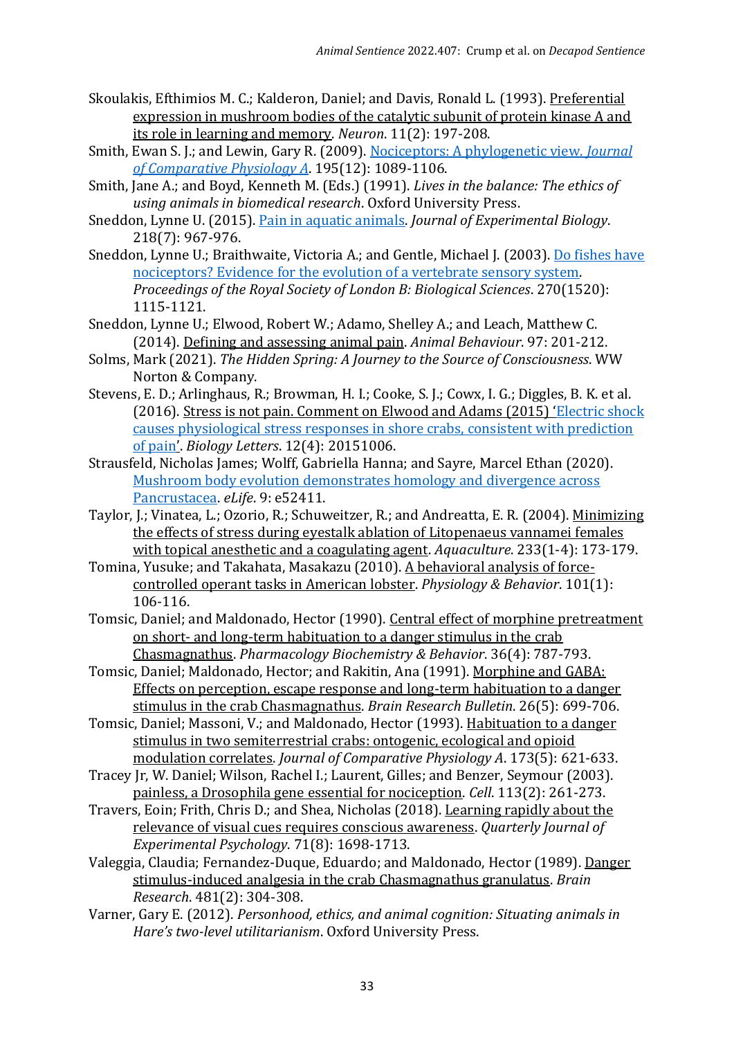Skoulakis, Efthimios M. C.; Kalderon, Daniel; and Davis, Ronald L. (1993). Preferential expression in mushroom bodies of the catalytic subunit of protein kinase A and its role in learning and memory. *Neuron*. 11(2): 197-208.

Smith, Ewan S. J.; and Lewin, Gary R. (2009). Nociceptors: A phylogenetic view. *Journal of Comparative Physiology A*. 195(12): 1089-1106.

Smith, Jane A.; and Boyd, Kenneth M. (Eds.) (1991). *Lives in the balance: The ethics of using animals in biomedical research*. Oxford University Press.

Sneddon, Lynne U. (2015). Pain in aquatic animals. *Journal of Experimental Biology*. 218(7): 967-976.

Sneddon, Lynne U.; Braithwaite, Victoria A.; and Gentle, Michael J. (2003). Do fishes have nociceptors? Evidence for the evolution of a vertebrate sensory system. *Proceedings of the Royal Society of London B: Biological Sciences*. 270(1520): 1115-1121.

Sneddon, Lynne U.; Elwood, Robert W.; Adamo, Shelley A.; and Leach, Matthew C. (2014). Defining and assessing animal pain. *Animal Behaviour*. 97: 201-212.

Solms, Mark (2021). *The Hidden Spring: A Journey to the Source of Consciousness*. WW Norton & Company.

Stevens, E. D.; Arlinghaus, R.; Browman, H. I.; Cooke, S. J.; Cowx, I. G.; Diggles, B. K. et al. (2016). Stress is not pain. Comment on Elwood and Adams (2015) 'Electric shock causes physiological stress responses in shore crabs, consistent with prediction of pain'. *Biology Letters*. 12(4): 20151006.

Strausfeld, Nicholas James; Wolff, Gabriella Hanna; and Sayre, Marcel Ethan (2020). Mushroom body evolution demonstrates homology and divergence across Pancrustacea. *eLife*. 9: e52411.

Taylor, J.; Vinatea, L.; Ozorio, R.; Schuweitzer, R.; and Andreatta, E. R. (2004). Minimizing the effects of stress during eyestalk ablation of Litopenaeus vannamei females with topical anesthetic and a coagulating agent. *Aquaculture*. 233(1-4): 173-179.

Tomina, Yusuke; and Takahata, Masakazu (2010). A behavioral analysis of force-controlled operant tasks in American lobster. *Physiology & Behavior*. 101(1): 106-116.

Tomsic, Daniel; and Maldonado, Hector (1990). Central effect of morphine pretreatment on short- and long-term habituation to a danger stimulus in the crab Chasmagnathus. *Pharmacology Biochemistry & Behavior*. 36(4): 787-793.

Tomsic, Daniel; Maldonado, Hector; and Rakitin, Ana (1991). Morphine and GABA: Effects on perception, escape response and long-term habituation to a danger stimulus in the crab Chasmagnathus. *Brain Research Bulletin*. 26(5): 699-706.

Tomsic, Daniel; Massoni, V.; and Maldonado, Hector (1993). Habituation to a danger stimulus in two semiterrestrial crabs: ontogenic, ecological and opioid modulation correlates. *Journal of Comparative Physiology A*. 173(5): 621-633.

Tracey Jr, W. Daniel; Wilson, Rachel I.; Laurent, Gilles; and Benzer, Seymour (2003). painless, a Drosophila gene essential for nociception. *Cell*. 113(2): 261-273.

Travers, Eoin; Frith, Chris D.; and Shea, Nicholas (2018). Learning rapidly about the relevance of visual cues requires conscious awareness. *Quarterly Journal of Experimental Psychology*. 71(8): 1698-1713.

Valeggia, Claudia; Fernandez-Duque, Eduardo; and Maldonado, Hector (1989). Danger stimulus-induced analgesia in the crab Chasmagnathus granulatus. *Brain Research*. 481(2): 304-308.

Varner, Gary E. (2012). *Personhood, ethics, and animal cognition: Situating animals in Hare's two-level utilitarianism*. Oxford University Press.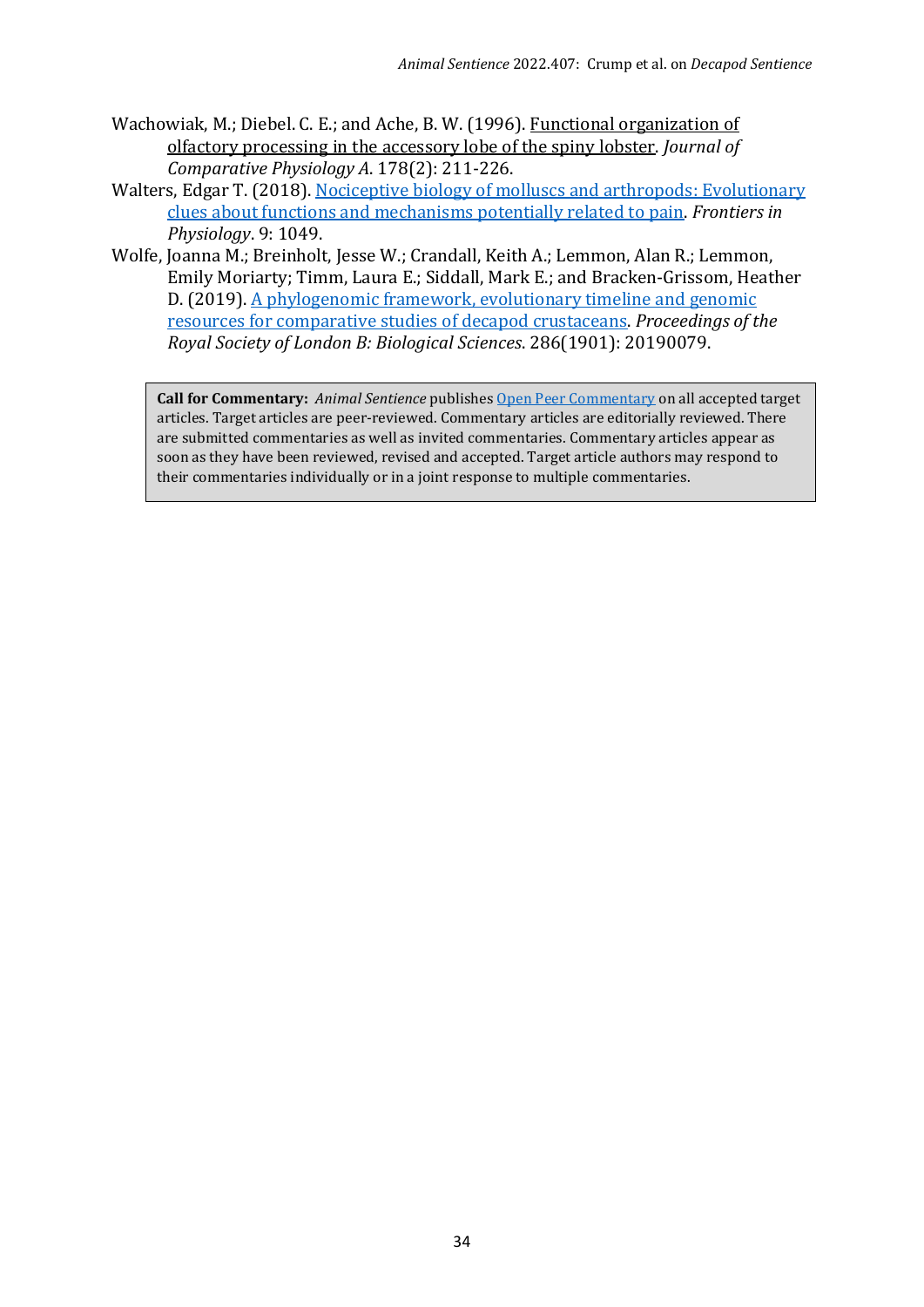Wachowiak, M.; Diebel. C. E.; and Ache, B. W. (1996). Functional organization of olfactory processing in the accessory lobe of the spiny lobster. *Journal of Comparative Physiology A*. 178(2): 211-226.

Walters, Edgar T. (2018). Nociceptive biology of molluscs and arthropods: Evolutionary clues about functions and mechanisms potentially related to pain. *Frontiers in Physiology*. 9: 1049.

Wolfe, Joanna M.; Breinholt, Jesse W.; Crandall, Keith A.; Lemmon, Alan R.; Lemmon, Emily Moriarty; Timm, Laura E.; Siddall, Mark E.; and Bracken-Grissom, Heather D. (2019). A phylogenomic framework, evolutionary timeline and genomic resources for comparative studies of decapod crustaceans. *Proceedings of the Royal Society of London B: Biological Sciences*. 286(1901): 20190079.

**Call for Commentary:** *Animal Sentience* publishes Open Peer Commentary on all accepted target articles. Target articles are peer-reviewed. Commentary articles are editorially reviewed. There are submitted commentaries as well as invited commentaries. Commentary articles appear as soon as they have been reviewed, revised and accepted. Target article authors may respond to their commentaries individually or in a joint response to multiple commentaries.